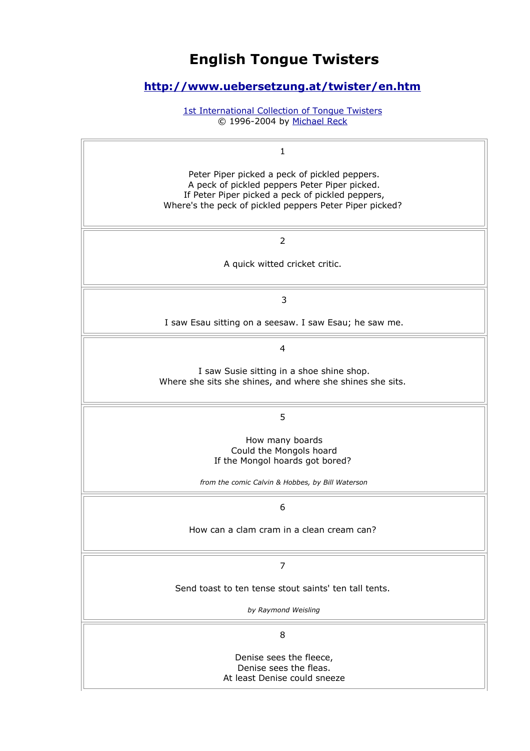# English Tongue Twisters

## [http://www.uebersetzung.at/twister/en.htm](http://www.uebersetzung.at/twister/en.htm)

[1st International Collection of Tongue Twisters](http://www.uebersetzung.at/twister/)
© 1996-2004 by [Michael Reck](http://www.uebersetzung.at/)

---

1

Peter Piper picked a peck of pickled peppers.
A peck of pickled peppers Peter Piper picked.
If Peter Piper picked a peck of pickled peppers,
Where's the peck of pickled peppers Peter Piper picked?

---

2

A quick witted cricket critic.

---

3

I saw Esau sitting on a seesaw. I saw Esau; he saw me.

---

4

I saw Susie sitting in a shoe shine shop.
Where she sits she shines, and where she shines she sits.

---

5

How many boards
Could the Mongols hoard
If the Mongol hoards got bored?

*from the comic Calvin & Hobbes, by Bill Waterson*

---

6

How can a clam cram in a clean cream can?

---

7

Send toast to ten tense stout saints' ten tall tents.

*by Raymond Weisling*

---

8

Denise sees the fleece,
Denise sees the fleas.
At least Denise could sneeze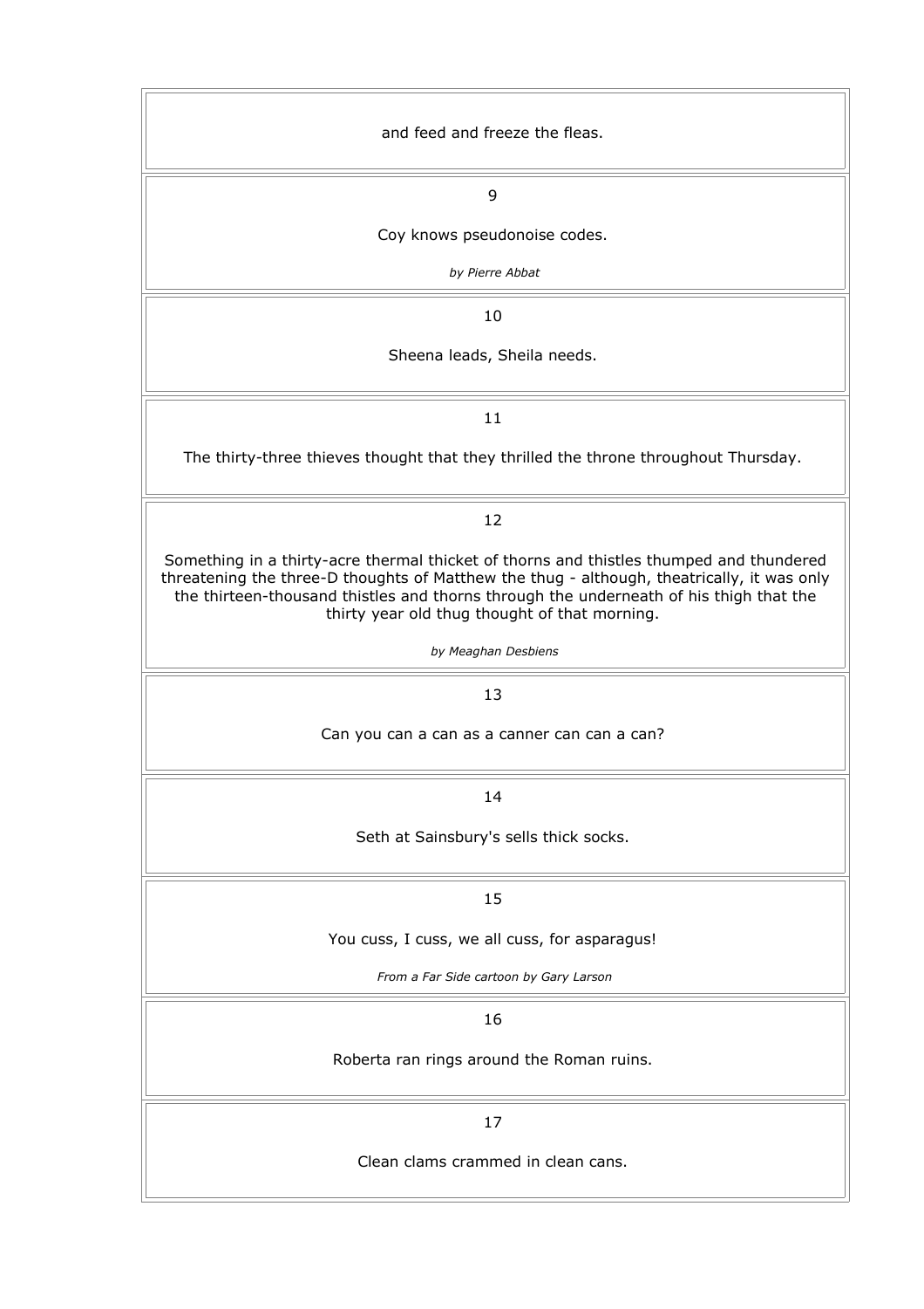and feed and freeze the fleas.

9

Coy knows pseudonoise codes.

*by Pierre Abbat*

10

Sheena leads, Sheila needs.

11

The thirty-three thieves thought that they thrilled the throne throughout Thursday.

12

Something in a thirty-acre thermal thicket of thorns and thistles thumped and thundered threatening the three-D thoughts of Matthew the thug - although, theatrically, it was only the thirteen-thousand thistles and thorns through the underneath of his thigh that the thirty year old thug thought of that morning.

*by Meaghan Desbiens*

13

Can you can a can as a canner can can a can?

14

Seth at Sainsbury's sells thick socks.

15

You cuss, I cuss, we all cuss, for asparagus!

*From a Far Side cartoon by Gary Larson*

16

Roberta ran rings around the Roman ruins.

17

Clean clams crammed in clean cans.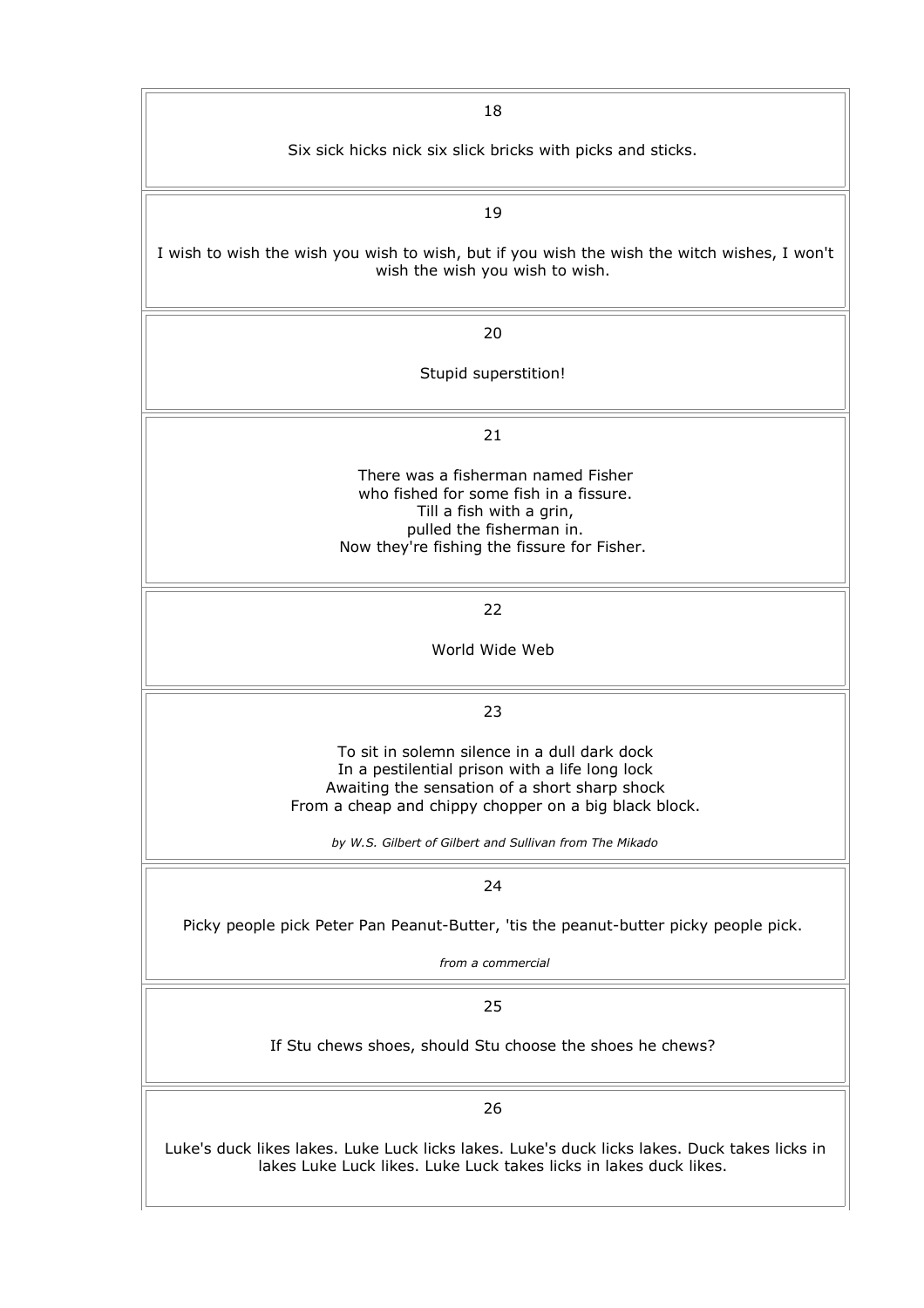18

Six sick hicks nick six slick bricks with picks and sticks.

19

I wish to wish the wish you wish to wish, but if you wish the wish the witch wishes, I won't wish the wish you wish to wish.

20

Stupid superstition!

21

There was a fisherman named Fisher
who fished for some fish in a fissure.
Till a fish with a grin,
pulled the fisherman in.
Now they're fishing the fissure for Fisher.

22

World Wide Web

23

To sit in solemn silence in a dull dark dock
In a pestilential prison with a life long lock
Awaiting the sensation of a short sharp shock
From a cheap and chippy chopper on a big black block.

*by W.S. Gilbert of Gilbert and Sullivan from The Mikado*

24

Picky people pick Peter Pan Peanut-Butter, 'tis the peanut-butter picky people pick.

*from a commercial*

25

If Stu chews shoes, should Stu choose the shoes he chews?

26

Luke's duck likes lakes. Luke Luck licks lakes. Luke's duck licks lakes. Duck takes licks in lakes Luke Luck likes. Luke Luck takes licks in lakes duck likes.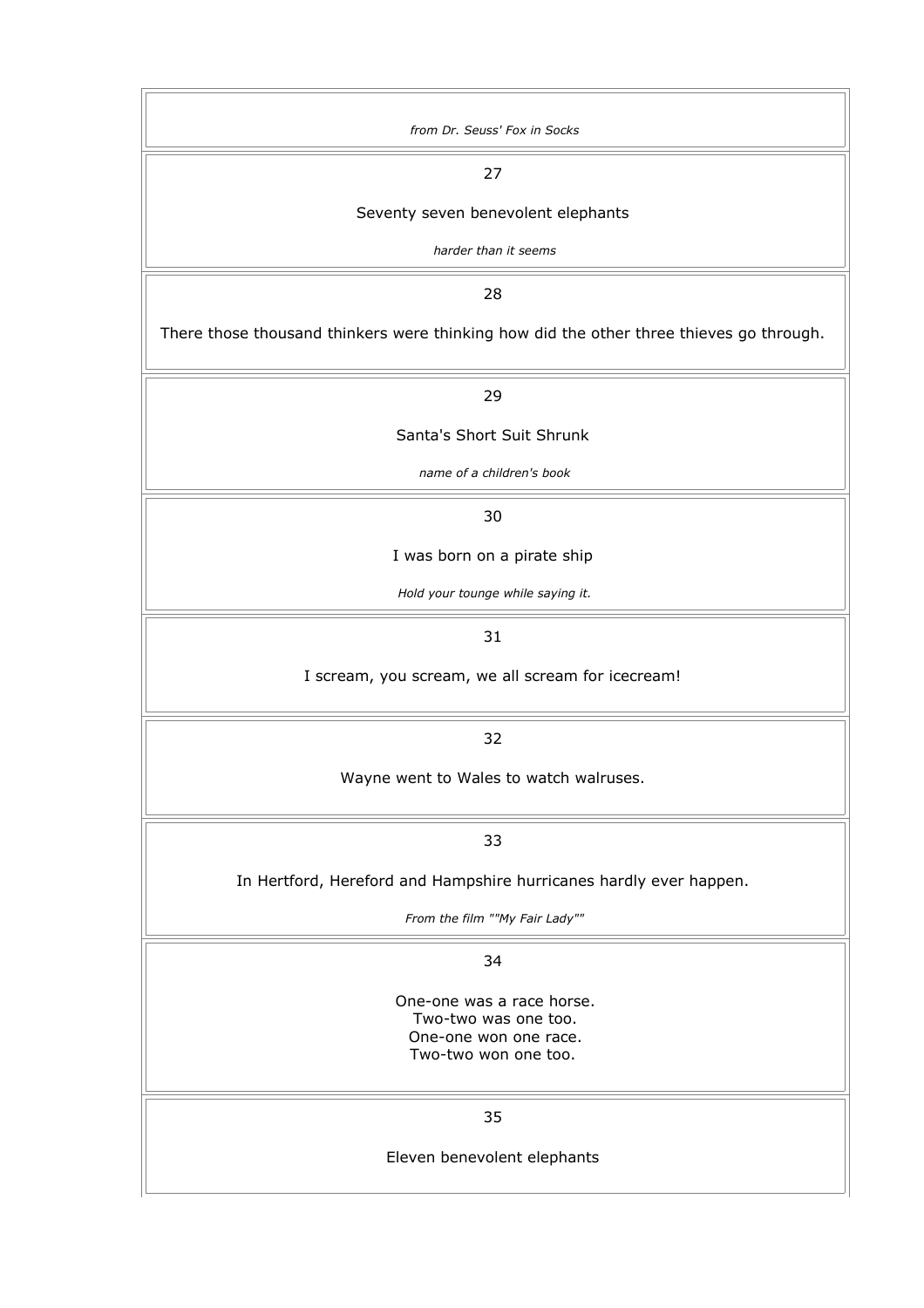*from Dr. Seuss' Fox in Socks*

27

Seventy seven benevolent elephants

*harder than it seems*

28

There those thousand thinkers were thinking how did the other three thieves go through.

29

Santa's Short Suit Shrunk

*name of a children's book*

30

I was born on a pirate ship

*Hold your tounge while saying it.*

31

I scream, you scream, we all scream for icecream!

32

Wayne went to Wales to watch walruses.

33

In Hertford, Hereford and Hampshire hurricanes hardly ever happen.

*From the film ""My Fair Lady""*

34

One-one was a race horse.
Two-two was one too.
One-one won one race.
Two-two won one too.

35

Eleven benevolent elephants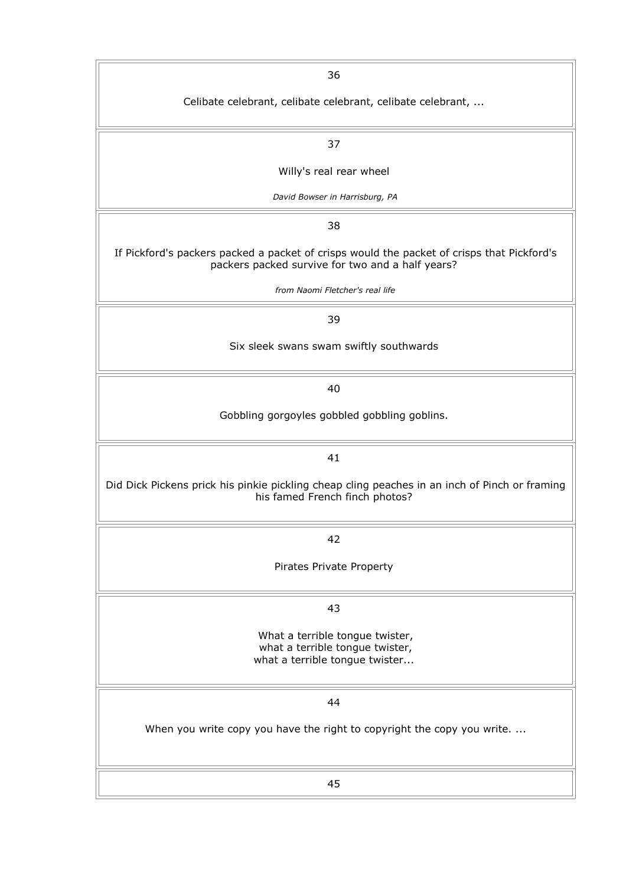36

Celibate celebrant, celibate celebrant, celibate celebrant, ...

37

Willy's real rear wheel

*David Bowser in Harrisburg, PA*

38

If Pickford's packers packed a packet of crisps would the packet of crisps that Pickford's packers packed survive for two and a half years?

*from Naomi Fletcher's real life*

39

Six sleek swans swam swiftly southwards

40

Gobbling gorgoyles gobbled gobbling goblins.

41

Did Dick Pickens prick his pinkie pickling cheap cling peaches in an inch of Pinch or framing his famed French finch photos?

42

Pirates Private Property

43

What a terrible tongue twister,
what a terrible tongue twister,
what a terrible tongue twister...

44

When you write copy you have the right to copyright the copy you write. ...

45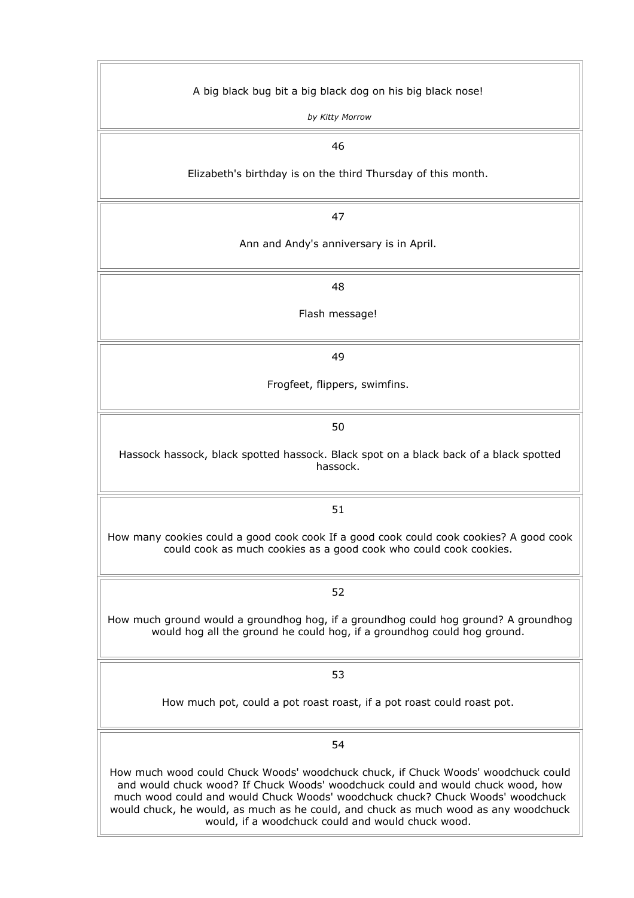A big black bug bit a big black dog on his big black nose!

*by Kitty Morrow*

46

Elizabeth's birthday is on the third Thursday of this month.

47

Ann and Andy's anniversary is in April.

48

Flash message!

49

Frogfeet, flippers, swimfins.

50

Hassock hassock, black spotted hassock. Black spot on a black back of a black spotted hassock.

51

How many cookies could a good cook cook If a good cook could cook cookies? A good cook could cook as much cookies as a good cook who could cook cookies.

52

How much ground would a groundhog hog, if a groundhog could hog ground? A groundhog would hog all the ground he could hog, if a groundhog could hog ground.

53

How much pot, could a pot roast roast, if a pot roast could roast pot.

54

How much wood could Chuck Woods' woodchuck chuck, if Chuck Woods' woodchuck could and would chuck wood? If Chuck Woods' woodchuck could and would chuck wood, how much wood could and would Chuck Woods' woodchuck chuck? Chuck Woods' woodchuck would chuck, he would, as much as he could, and chuck as much wood as any woodchuck would, if a woodchuck could and would chuck wood.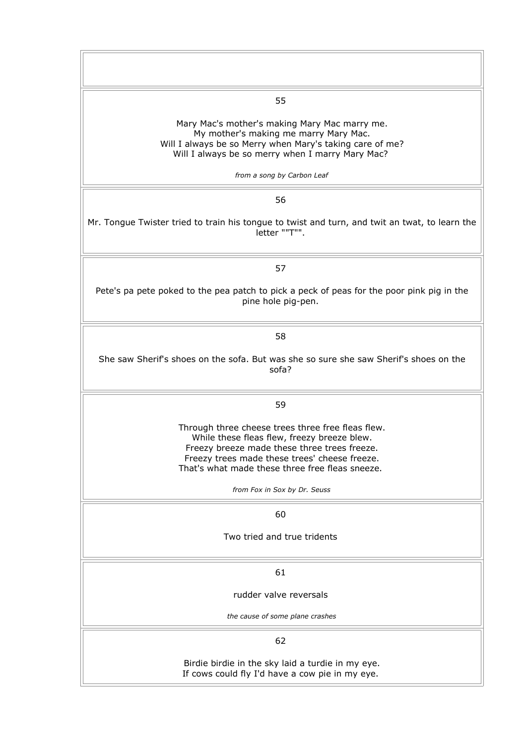55

Mary Mac's mother's making Mary Mac marry me.
My mother's making me marry Mary Mac.
Will I always be so Merry when Mary's taking care of me?
Will I always be so merry when I marry Mary Mac?

*from a song by Carbon Leaf*

56

Mr. Tongue Twister tried to train his tongue to twist and turn, and twit an twat, to learn the letter ""T"".

57

Pete's pa pete poked to the pea patch to pick a peck of peas for the poor pink pig in the pine hole pig-pen.

58

She saw Sherif's shoes on the sofa. But was she so sure she saw Sherif's shoes on the sofa?

59

Through three cheese trees three free fleas flew.
While these fleas flew, freezy breeze blew.
Freezy breeze made these three trees freeze.
Freezy trees made these trees' cheese freeze.
That's what made these three free fleas sneeze.

*from Fox in Sox by Dr. Seuss*

60

Two tried and true tridents

61

rudder valve reversals

*the cause of some plane crashes*

62

Birdie birdie in the sky laid a turdie in my eye.
If cows could fly I'd have a cow pie in my eye.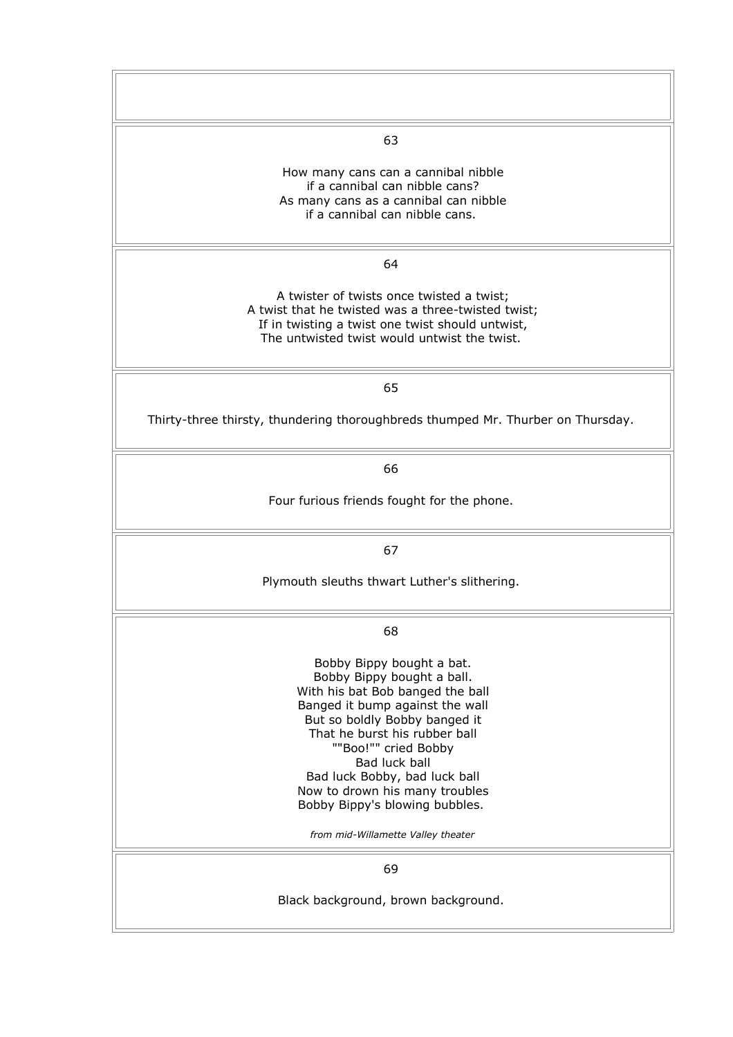63

How many cans can a cannibal nibble
if a cannibal can nibble cans?
As many cans as a cannibal can nibble
if a cannibal can nibble cans.

64

A twister of twists once twisted a twist;
A twist that he twisted was a three-twisted twist;
If in twisting a twist one twist should untwist,
The untwisted twist would untwist the twist.

65

Thirty-three thirsty, thundering thoroughbreds thumped Mr. Thurber on Thursday.

66

Four furious friends fought for the phone.

67

Plymouth sleuths thwart Luther's slithering.

68

Bobby Bippy bought a bat.
Bobby Bippy bought a ball.
With his bat Bob banged the ball
Banged it bump against the wall
But so boldly Bobby banged it
That he burst his rubber ball
""Boo!"" cried Bobby
Bad luck ball
Bad luck Bobby, bad luck ball
Now to drown his many troubles
Bobby Bippy's blowing bubbles.

*from mid-Willamette Valley theater*

69

Black background, brown background.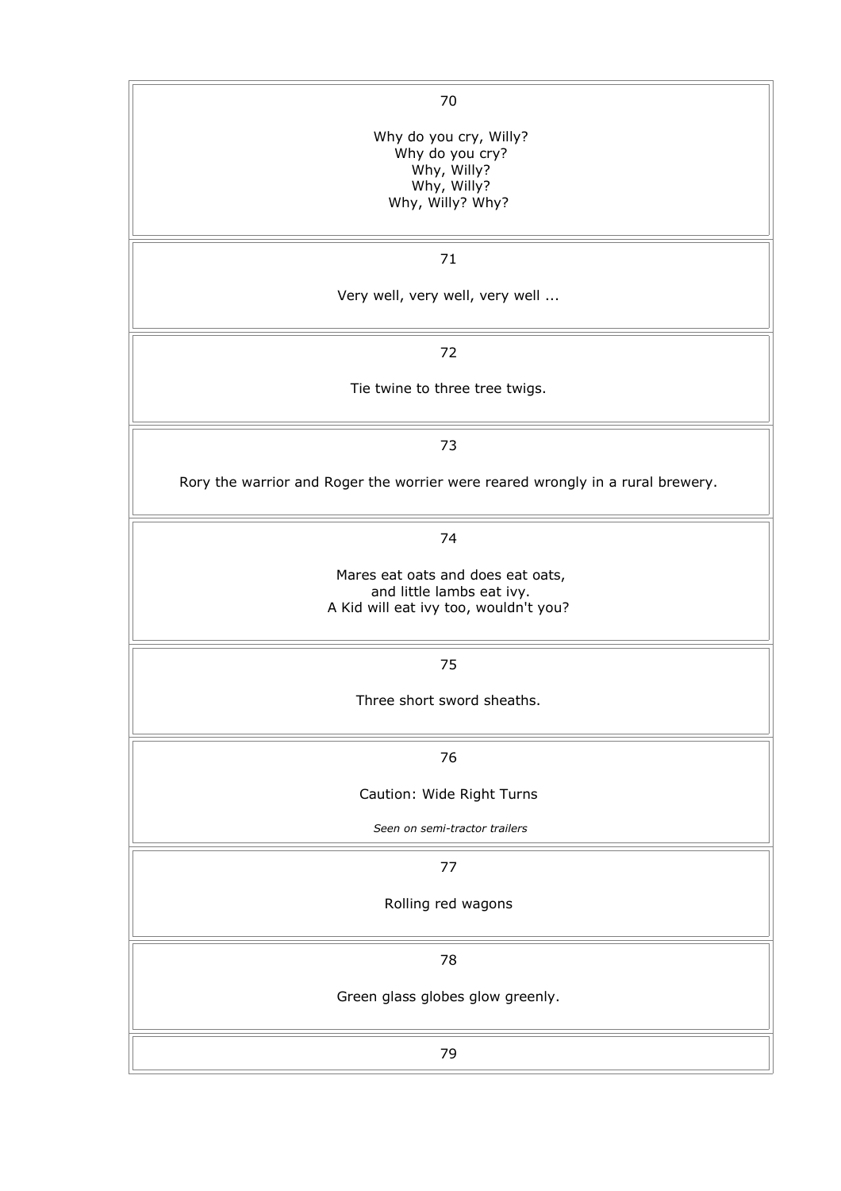70

Why do you cry, Willy?
Why do you cry?
Why, Willy?
Why, Willy?
Why, Willy? Why?

71

Very well, very well, very well ...

72

Tie twine to three tree twigs.

73

Rory the warrior and Roger the worrier were reared wrongly in a rural brewery.

74

Mares eat oats and does eat oats,
and little lambs eat ivy.
A Kid will eat ivy too, wouldn't you?

75

Three short sword sheaths.

76

Caution: Wide Right Turns

*Seen on semi-tractor trailers*

77

Rolling red wagons

78

Green glass globes glow greenly.

79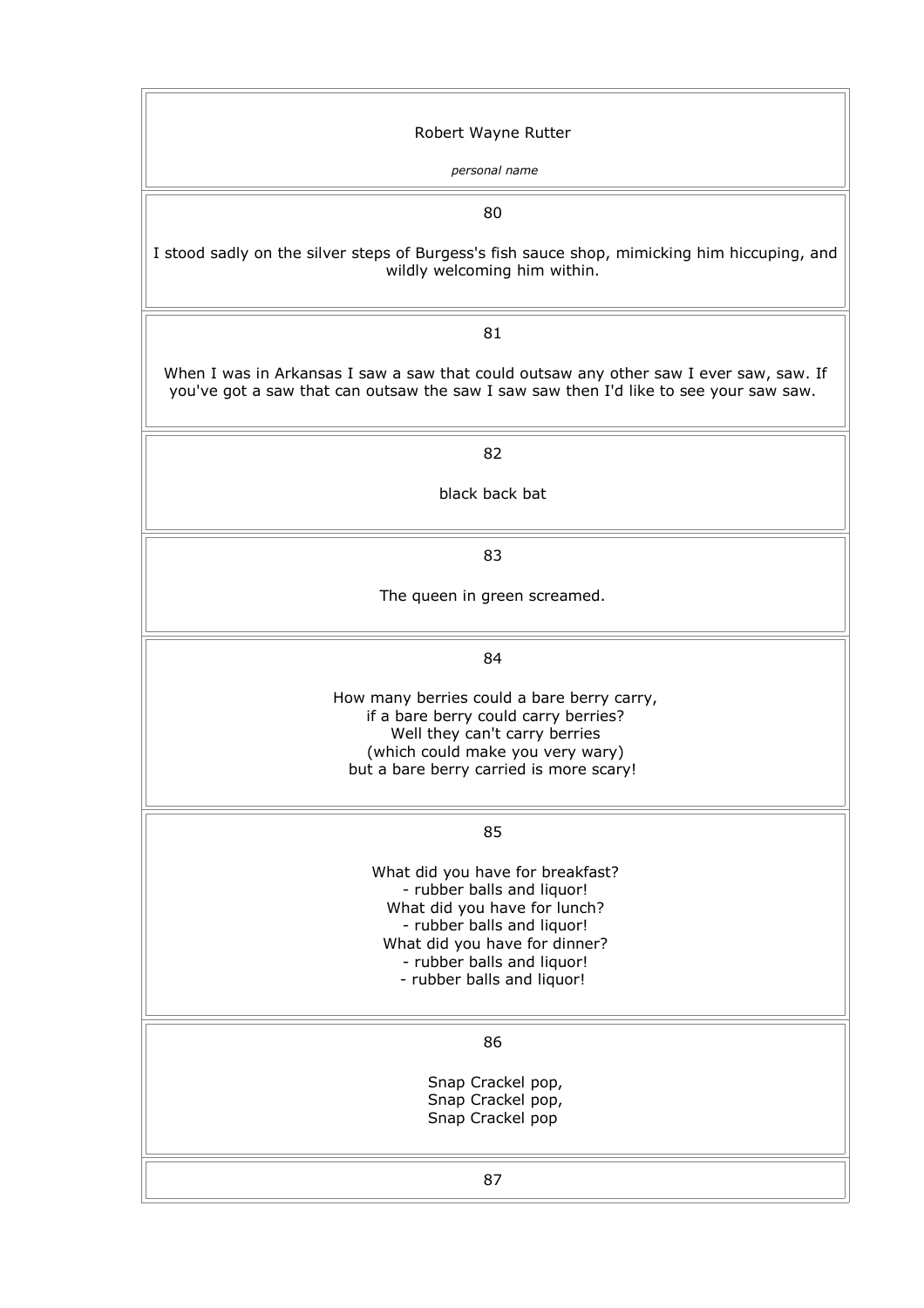Robert Wayne Rutter

*personal name*

80

I stood sadly on the silver steps of Burgess's fish sauce shop, mimicking him hiccuping, and wildly welcoming him within.

81

When I was in Arkansas I saw a saw that could outsaw any other saw I ever saw, saw. If you've got a saw that can outsaw the saw I saw saw then I'd like to see your saw saw.

82

black back bat

83

The queen in green screamed.

84

How many berries could a bare berry carry,
if a bare berry could carry berries?
Well they can't carry berries
(which could make you very wary)
but a bare berry carried is more scary!

85

What did you have for breakfast?
- rubber balls and liquor!
What did you have for lunch?
- rubber balls and liquor!
What did you have for dinner?
- rubber balls and liquor!
- rubber balls and liquor!

86

Snap Crackel pop,
Snap Crackel pop,
Snap Crackel pop

87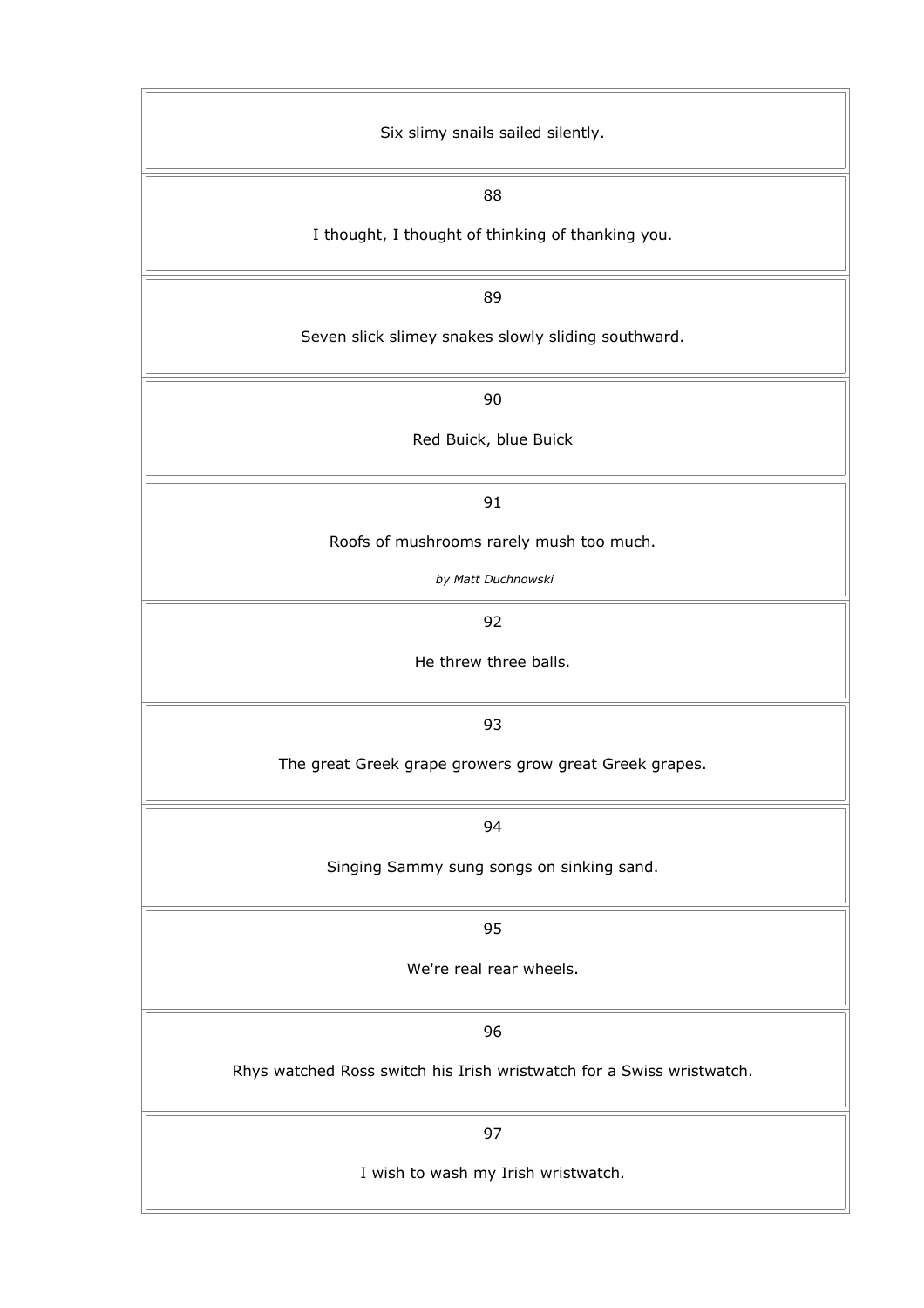Six slimy snails sailed silently.

88

I thought, I thought of thinking of thanking you.

89

Seven slick slimey snakes slowly sliding southward.

90

Red Buick, blue Buick

91

Roofs of mushrooms rarely mush too much.

*by Matt Duchnowski*

92

He threw three balls.

93

The great Greek grape growers grow great Greek grapes.

94

Singing Sammy sung songs on sinking sand.

95

We're real rear wheels.

96

Rhys watched Ross switch his Irish wristwatch for a Swiss wristwatch.

97

I wish to wash my Irish wristwatch.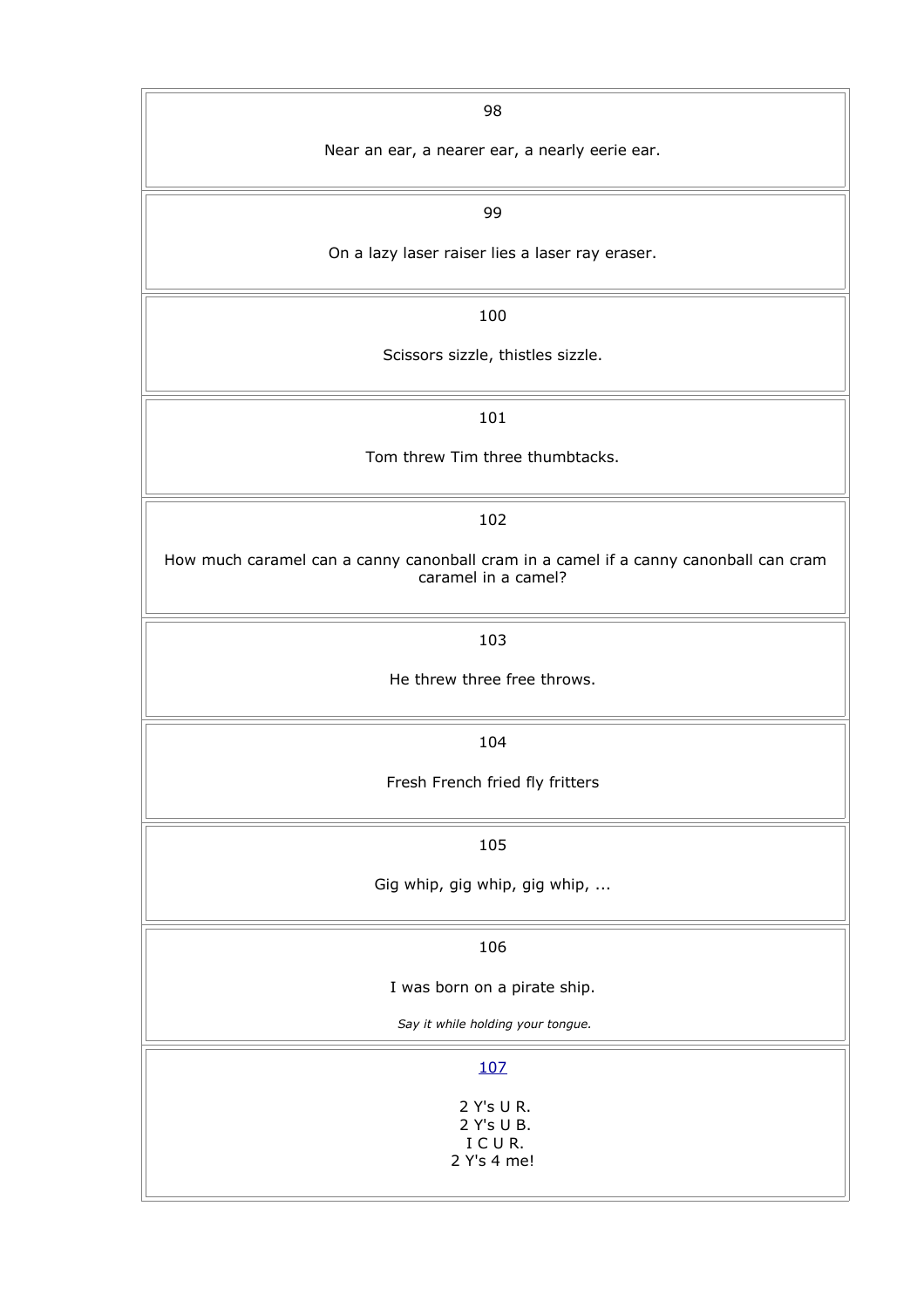98

Near an ear, a nearer ear, a nearly eerie ear.

99

On a lazy laser raiser lies a laser ray eraser.

100

Scissors sizzle, thistles sizzle.

101

Tom threw Tim three thumbtacks.

102

How much caramel can a canny canonball cram in a camel if a canny canonball can cram caramel in a camel?

103

He threw three free throws.

104

Fresh French fried fly fritters

105

Gig whip, gig whip, gig whip, ...

106

I was born on a pirate ship.

*Say it while holding your tongue.*

107

2 Y's U R.  
2 Y's U B.  
I C U R.  
2 Y's 4 me!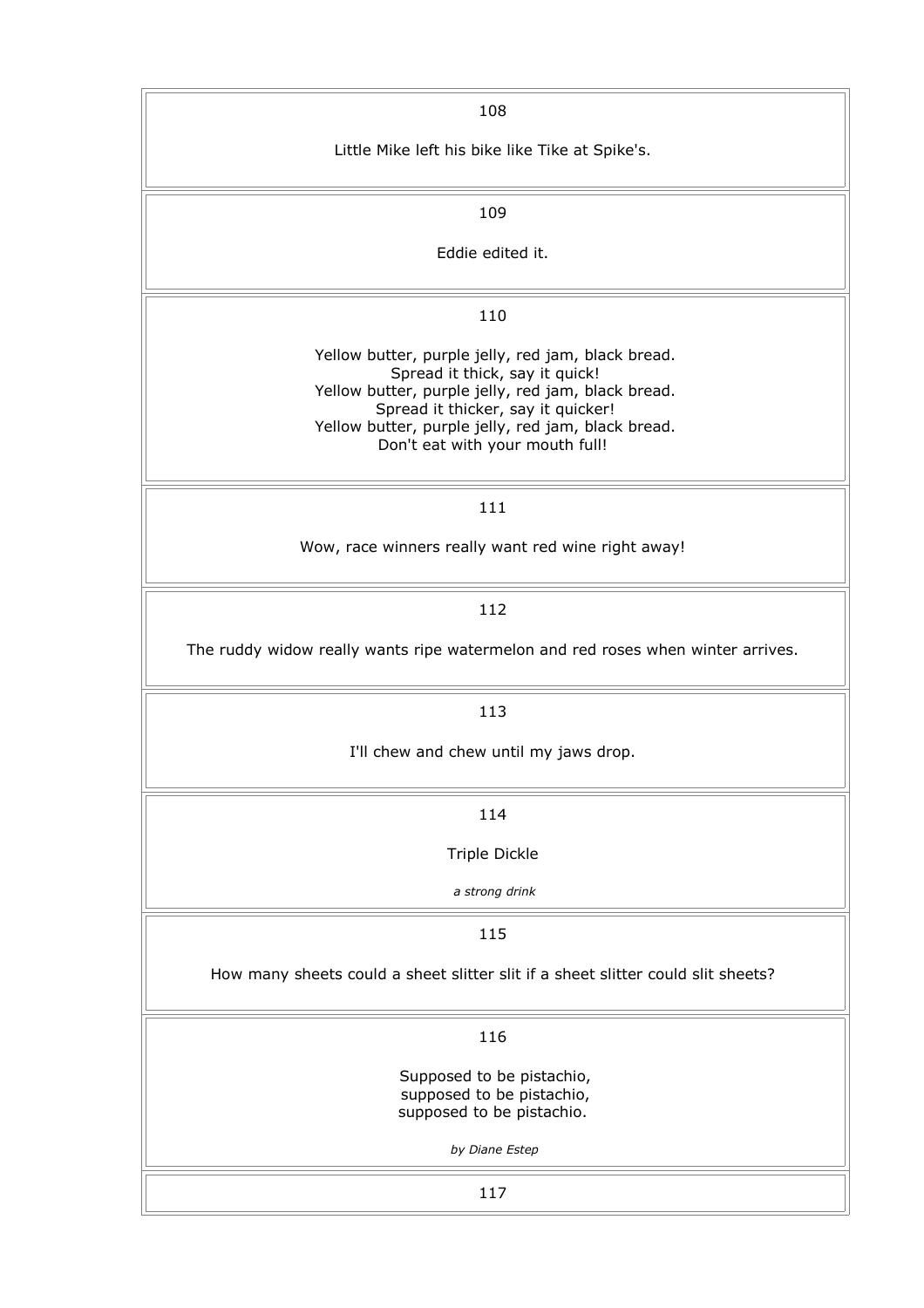108

Little Mike left his bike like Tike at Spike's.

109

Eddie edited it.

110

Yellow butter, purple jelly, red jam, black bread.
Spread it thick, say it quick!
Yellow butter, purple jelly, red jam, black bread.
Spread it thicker, say it quicker!
Yellow butter, purple jelly, red jam, black bread.
Don't eat with your mouth full!

111

Wow, race winners really want red wine right away!

112

The ruddy widow really wants ripe watermelon and red roses when winter arrives.

113

I'll chew and chew until my jaws drop.

114

Triple Dickle

*a strong drink*

115

How many sheets could a sheet slitter slit if a sheet slitter could slit sheets?

116

Supposed to be pistachio,
supposed to be pistachio,
supposed to be pistachio.

*by Diane Estep*

117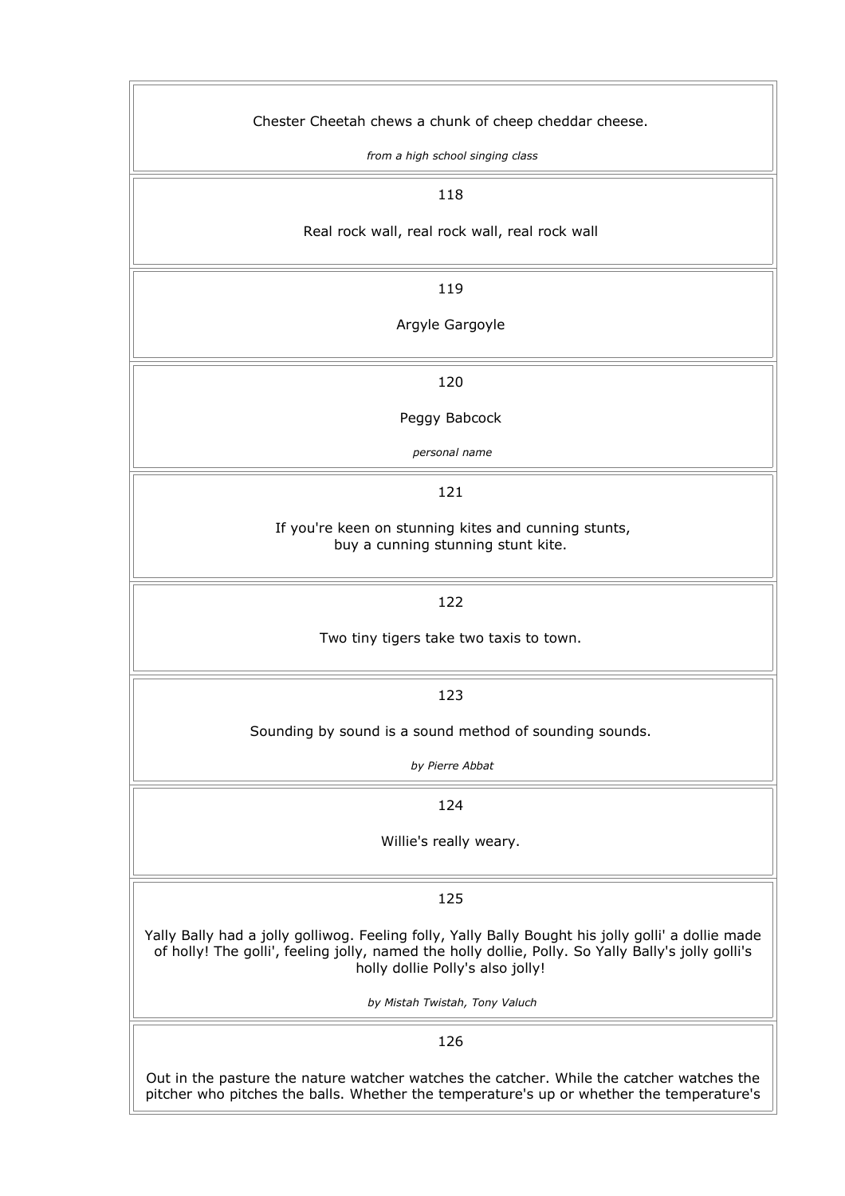Chester Cheetah chews a chunk of cheep cheddar cheese.

*from a high school singing class*

118

Real rock wall, real rock wall, real rock wall

119

Argyle Gargoyle

120

Peggy Babcock

*personal name*

121

If you're keen on stunning kites and cunning stunts,
buy a cunning stunning stunt kite.

122

Two tiny tigers take two taxis to town.

123

Sounding by sound is a sound method of sounding sounds.

*by Pierre Abbat*

124

Willie's really weary.

125

Yally Bally had a jolly golliwog. Feeling folly, Yally Bally Bought his jolly golli' a dollie made of holly! The golli', feeling jolly, named the holly dollie, Polly. So Yally Bally's jolly golli's holly dollie Polly's also jolly!

*by Mistah Twistah, Tony Valuch*

126

Out in the pasture the nature watcher watches the catcher. While the catcher watches the pitcher who pitches the balls. Whether the temperature's up or whether the temperature's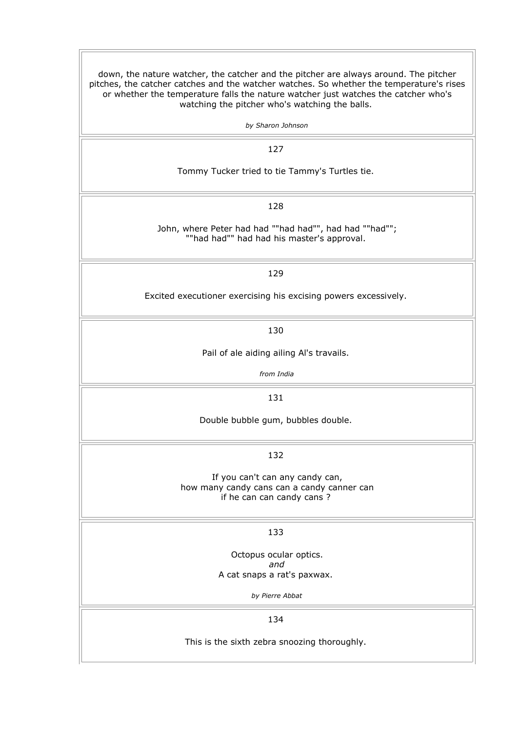down, the nature watcher, the catcher and the pitcher are always around. The pitcher pitches, the catcher catches and the watcher watches. So whether the temperature's rises or whether the temperature falls the nature watcher just watches the catcher who's watching the pitcher who's watching the balls.

*by Sharon Johnson*

127

Tommy Tucker tried to tie Tammy's Turtles tie.

128

John, where Peter had had ""had had"", had had ""had"";
""had had"" had had his master's approval.

129

Excited executioner exercising his excising powers excessively.

130

Pail of ale aiding ailing Al's travails.

*from India*

131

Double bubble gum, bubbles double.

132

If you can't can any candy can,
how many candy cans can a candy canner can
if he can can candy cans ?

133

Octopus ocular optics.
*and*
A cat snaps a rat's paxwax.

*by Pierre Abbat*

134

This is the sixth zebra snoozing thoroughly.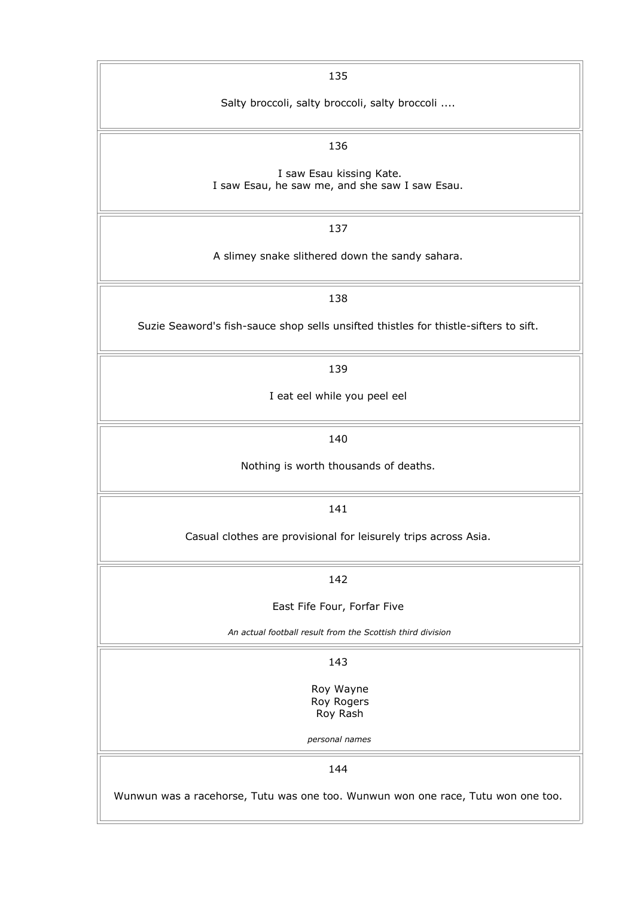135

Salty broccoli, salty broccoli, salty broccoli ....

136

I saw Esau kissing Kate.
I saw Esau, he saw me, and she saw I saw Esau.

137

A slimey snake slithered down the sandy sahara.

138

Suzie Seaword's fish-sauce shop sells unsifted thistles for thistle-sifters to sift.

139

I eat eel while you peel eel

140

Nothing is worth thousands of deaths.

141

Casual clothes are provisional for leisurely trips across Asia.

142

East Fife Four, Forfar Five

*An actual football result from the Scottish third division*

143

Roy Wayne
Roy Rogers
Roy Rash

*personal names*

144

Wunwun was a racehorse, Tutu was one too. Wunwun won one race, Tutu won one too.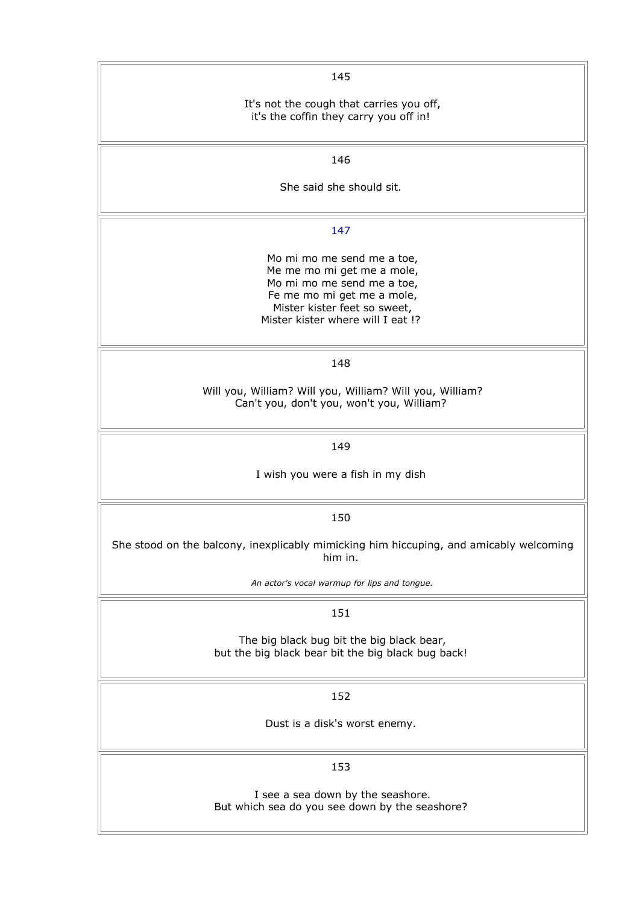145

It's not the cough that carries you off,
it's the coffin they carry you off in!

146

She said she should sit.

147

Mo mi mo me send me a toe,
Me me mo mi get me a mole,
Mo mi mo me send me a toe,
Fe me mo mi get me a mole,
Mister kister feet so sweet,
Mister kister where will I eat !?

148

Will you, William? Will you, William? Will you, William?
Can't you, don't you, won't you, William?

149

I wish you were a fish in my dish

150

She stood on the balcony, inexplicably mimicking him hiccuping, and amicably welcoming him in.

*An actor's vocal warmup for lips and tongue.*

151

The big black bug bit the big black bear,
but the big black bear bit the big black bug back!

152

Dust is a disk's worst enemy.

153

I see a sea down by the seashore.
But which sea do you see down by the seashore?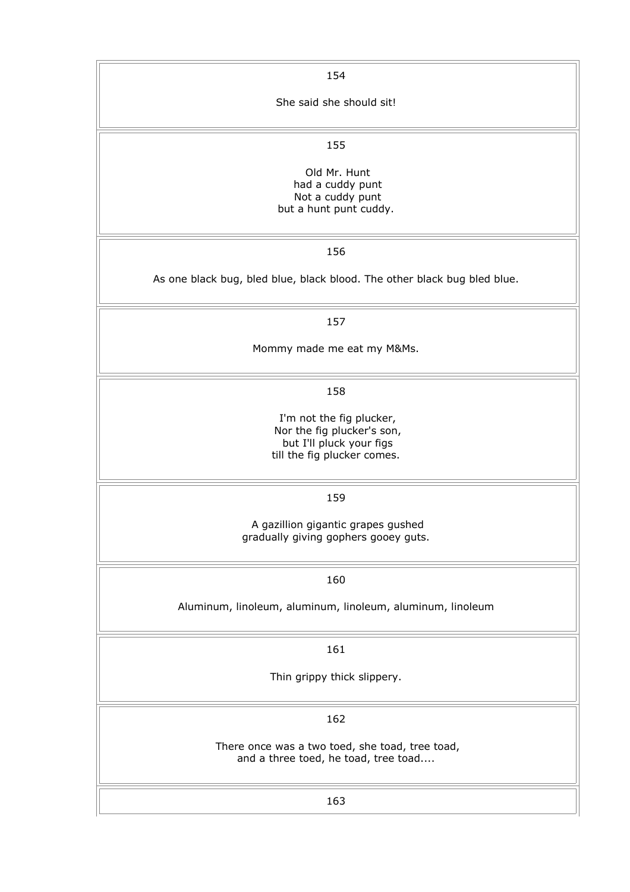154

She said she should sit!

155

Old Mr. Hunt
had a cuddy punt
Not a cuddy punt
but a hunt punt cuddy.

156

As one black bug, bled blue, black blood. The other black bug bled blue.

157

Mommy made me eat my M&Ms.

158

I'm not the fig plucker,
Nor the fig plucker's son,
but I'll pluck your figs
till the fig plucker comes.

159

A gazillion gigantic grapes gushed
gradually giving gophers gooey guts.

160

Aluminum, linoleum, aluminum, linoleum, aluminum, linoleum

161

Thin grippy thick slippery.

162

There once was a two toed, she toad, tree toad,
and a three toed, he toad, tree toad....

163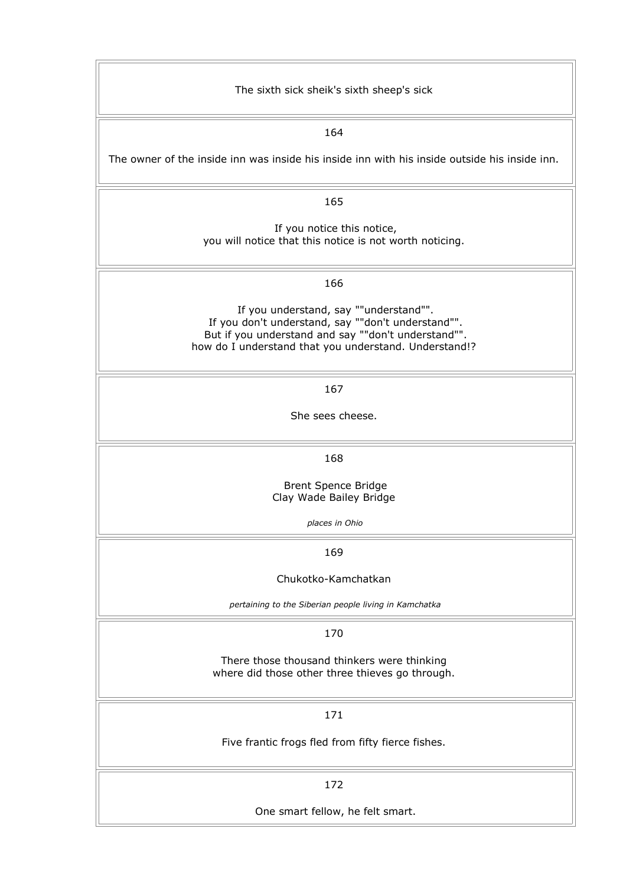The sixth sick sheik's sixth sheep's sick

164

The owner of the inside inn was inside his inside inn with his inside outside his inside inn.

165

If you notice this notice,
you will notice that this notice is not worth noticing.

166

If you understand, say ""understand"".
If you don't understand, say ""don't understand"".
But if you understand and say ""don't understand"".
how do I understand that you understand. Understand!?

167

She sees cheese.

168

Brent Spence Bridge
Clay Wade Bailey Bridge

*places in Ohio*

169

Chukotko-Kamchatkan

*pertaining to the Siberian people living in Kamchatka*

170

There those thousand thinkers were thinking
where did those other three thieves go through.

171

Five frantic frogs fled from fifty fierce fishes.

172

One smart fellow, he felt smart.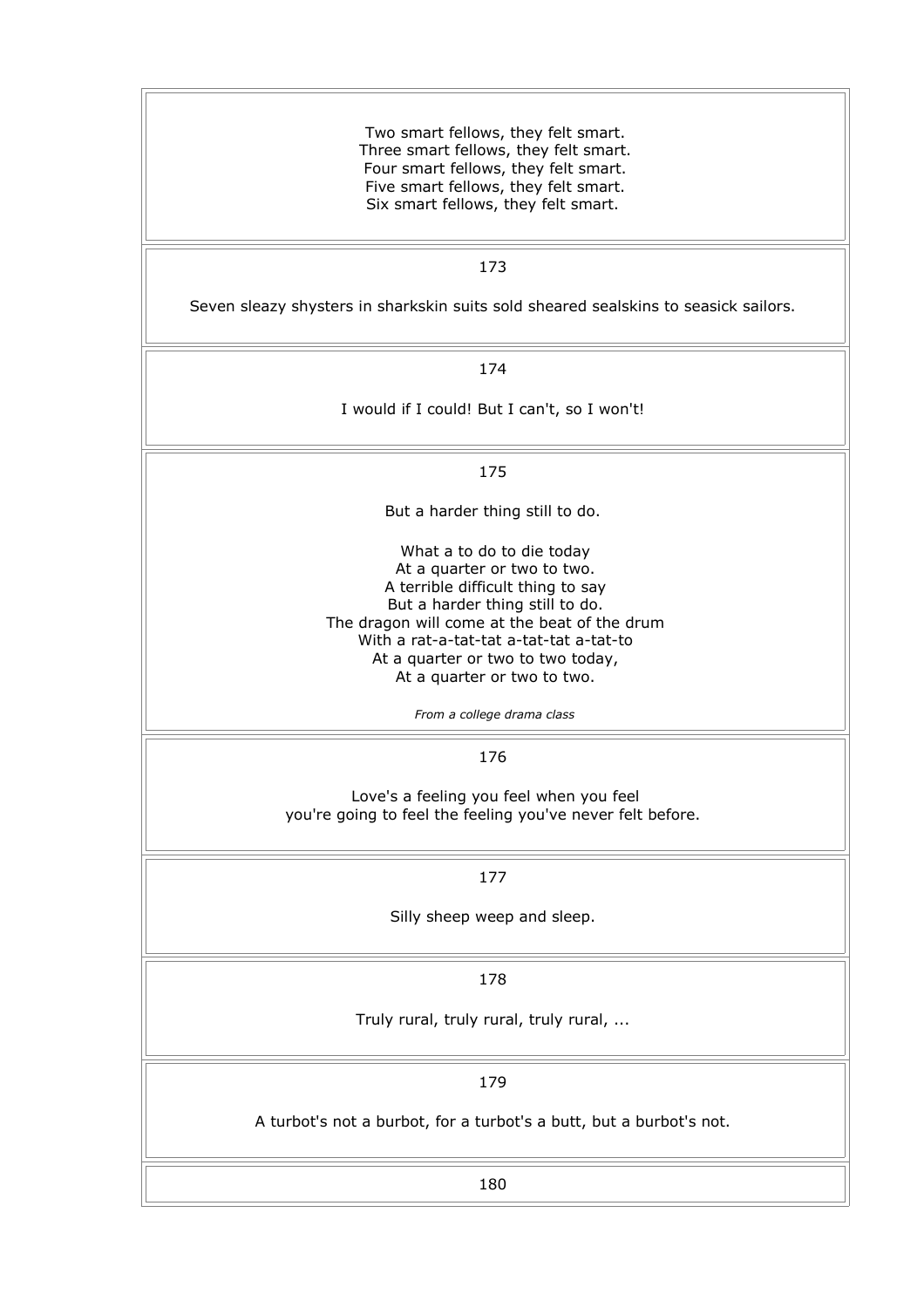Two smart fellows, they felt smart.
Three smart fellows, they felt smart.
Four smart fellows, they felt smart.
Five smart fellows, they felt smart.
Six smart fellows, they felt smart.

173

Seven sleazy shysters in sharkskin suits sold sheared sealskins to seasick sailors.

174

I would if I could! But I can't, so I won't!

175

But a harder thing still to do.

What a to do to die today
At a quarter or two to two.
A terrible difficult thing to say
But a harder thing still to do.
The dragon will come at the beat of the drum
With a rat-a-tat-tat a-tat-tat a-tat-to
At a quarter or two to two today,
At a quarter or two to two.

*From a college drama class*

176

Love's a feeling you feel when you feel
you're going to feel the feeling you've never felt before.

177

Silly sheep weep and sleep.

178

Truly rural, truly rural, truly rural, ...

179

A turbot's not a burbot, for a turbot's a butt, but a burbot's not.

180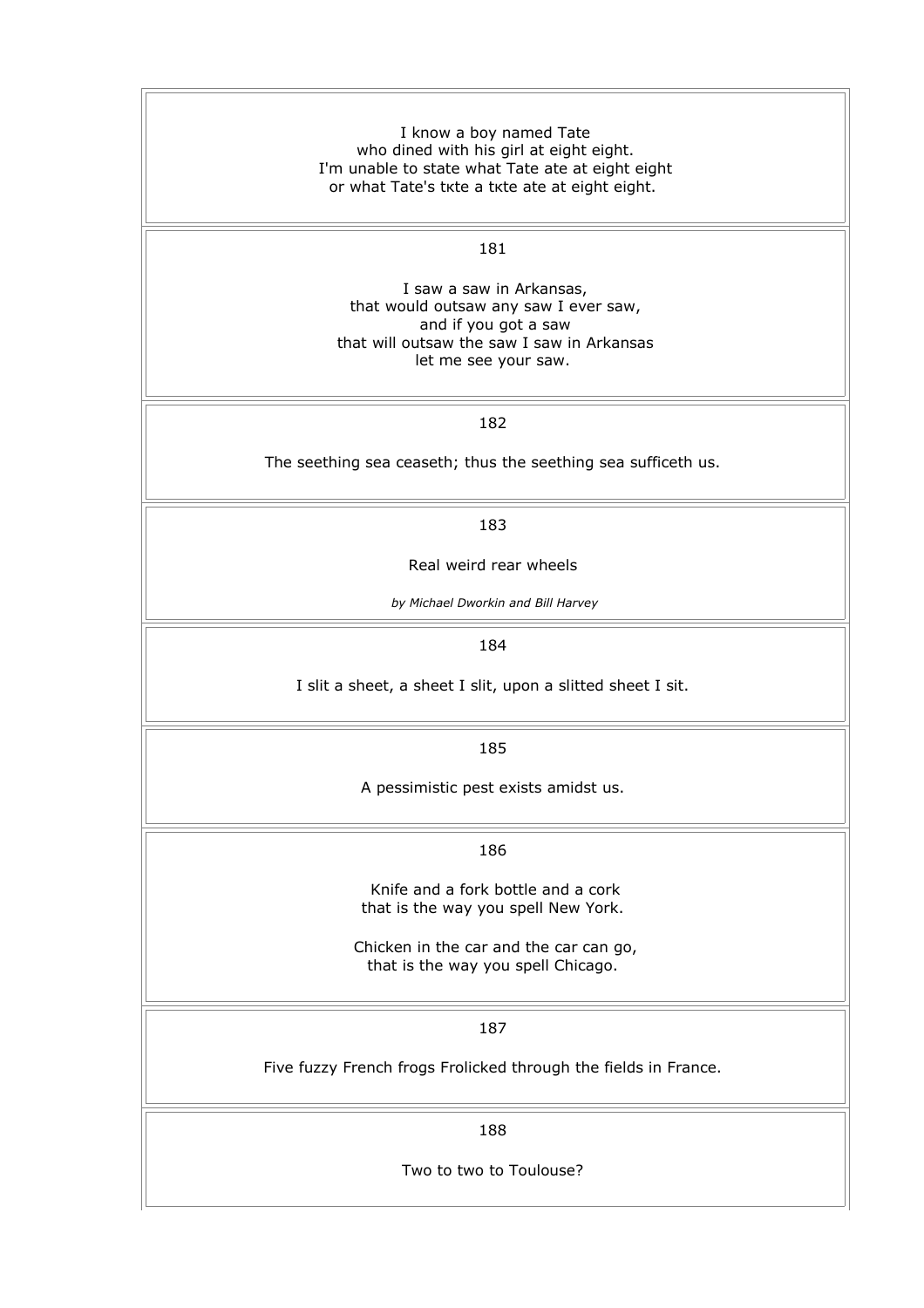I know a boy named Tate
who dined with his girl at eight eight.
I'm unable to state what Tate ate at eight eight
or what Tate's tкte a tкte ate at eight eight.

181

I saw a saw in Arkansas,
that would outsaw any saw I ever saw,
and if you got a saw
that will outsaw the saw I saw in Arkansas
let me see your saw.

182

The seething sea ceaseth; thus the seething sea sufficeth us.

183

Real weird rear wheels

*by Michael Dworkin and Bill Harvey*

184

I slit a sheet, a sheet I slit, upon a slitted sheet I sit.

185

A pessimistic pest exists amidst us.

186

Knife and a fork bottle and a cork
that is the way you spell New York.

Chicken in the car and the car can go,
that is the way you spell Chicago.

187

Five fuzzy French frogs Frolicked through the fields in France.

188

Two to two to Toulouse?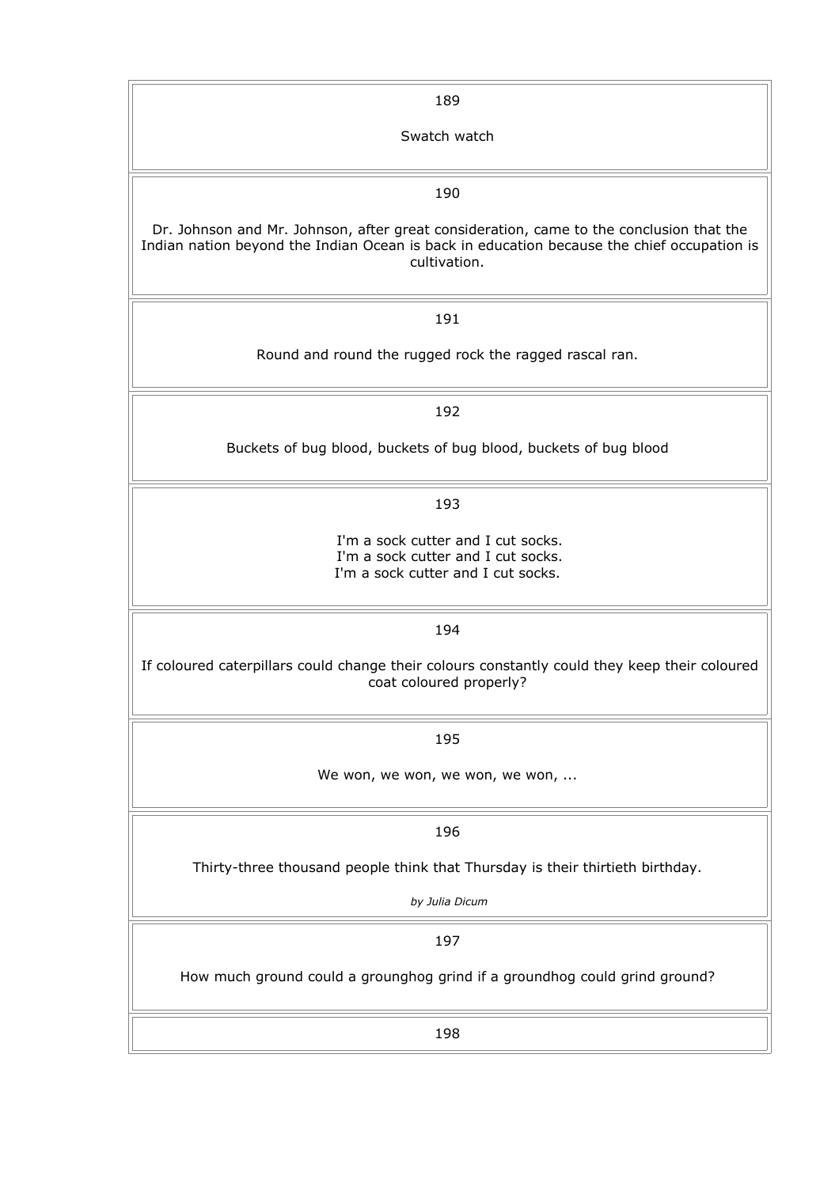189

Swatch watch

190

Dr. Johnson and Mr. Johnson, after great consideration, came to the conclusion that the Indian nation beyond the Indian Ocean is back in education because the chief occupation is cultivation.

191

Round and round the rugged rock the ragged rascal ran.

192

Buckets of bug blood, buckets of bug blood, buckets of bug blood

193

I'm a sock cutter and I cut socks.
I'm a sock cutter and I cut socks.
I'm a sock cutter and I cut socks.

194

If coloured caterpillars could change their colours constantly could they keep their coloured coat coloured properly?

195

We won, we won, we won, we won, ...

196

Thirty-three thousand people think that Thursday is their thirtieth birthday.

*by Julia Dicum*

197

How much ground could a grounghog grind if a groundhog could grind ground?

198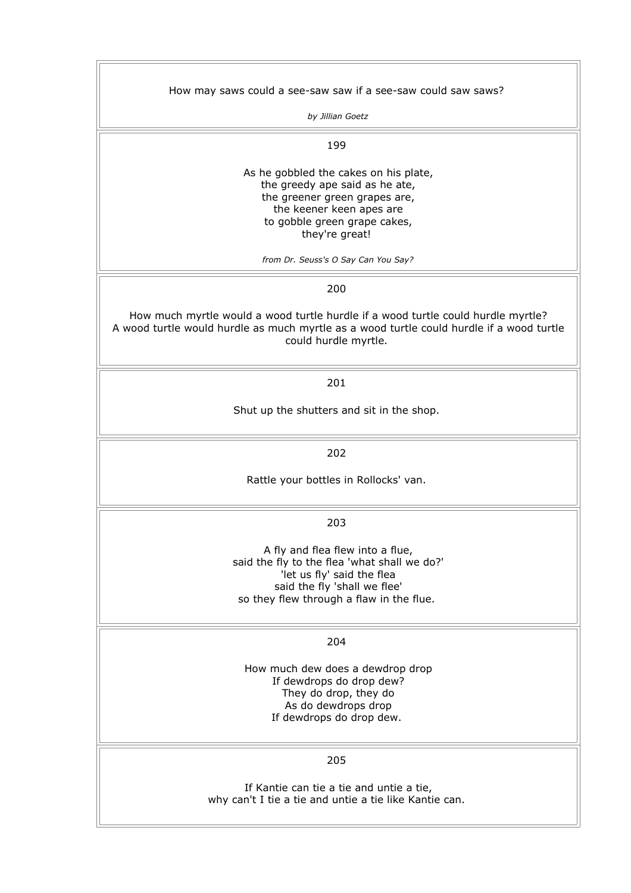How may saws could a see-saw saw if a see-saw could saw saws?

*by Jillian Goetz*

199

As he gobbled the cakes on his plate,
the greedy ape said as he ate,
the greener green grapes are,
the keener keen apes are
to gobble green grape cakes,
they're great!

*from Dr. Seuss's O Say Can You Say?*

200

How much myrtle would a wood turtle hurdle if a wood turtle could hurdle myrtle?
A wood turtle would hurdle as much myrtle as a wood turtle could hurdle if a wood turtle could hurdle myrtle.

201

Shut up the shutters and sit in the shop.

202

Rattle your bottles in Rollocks' van.

203

A fly and flea flew into a flue,
said the fly to the flea 'what shall we do?'
'let us fly' said the flea
said the fly 'shall we flee'
so they flew through a flaw in the flue.

204

How much dew does a dewdrop drop
If dewdrops do drop dew?
They do drop, they do
As do dewdrops drop
If dewdrops do drop dew.

205

If Kantie can tie a tie and untie a tie,
why can't I tie a tie and untie a tie like Kantie can.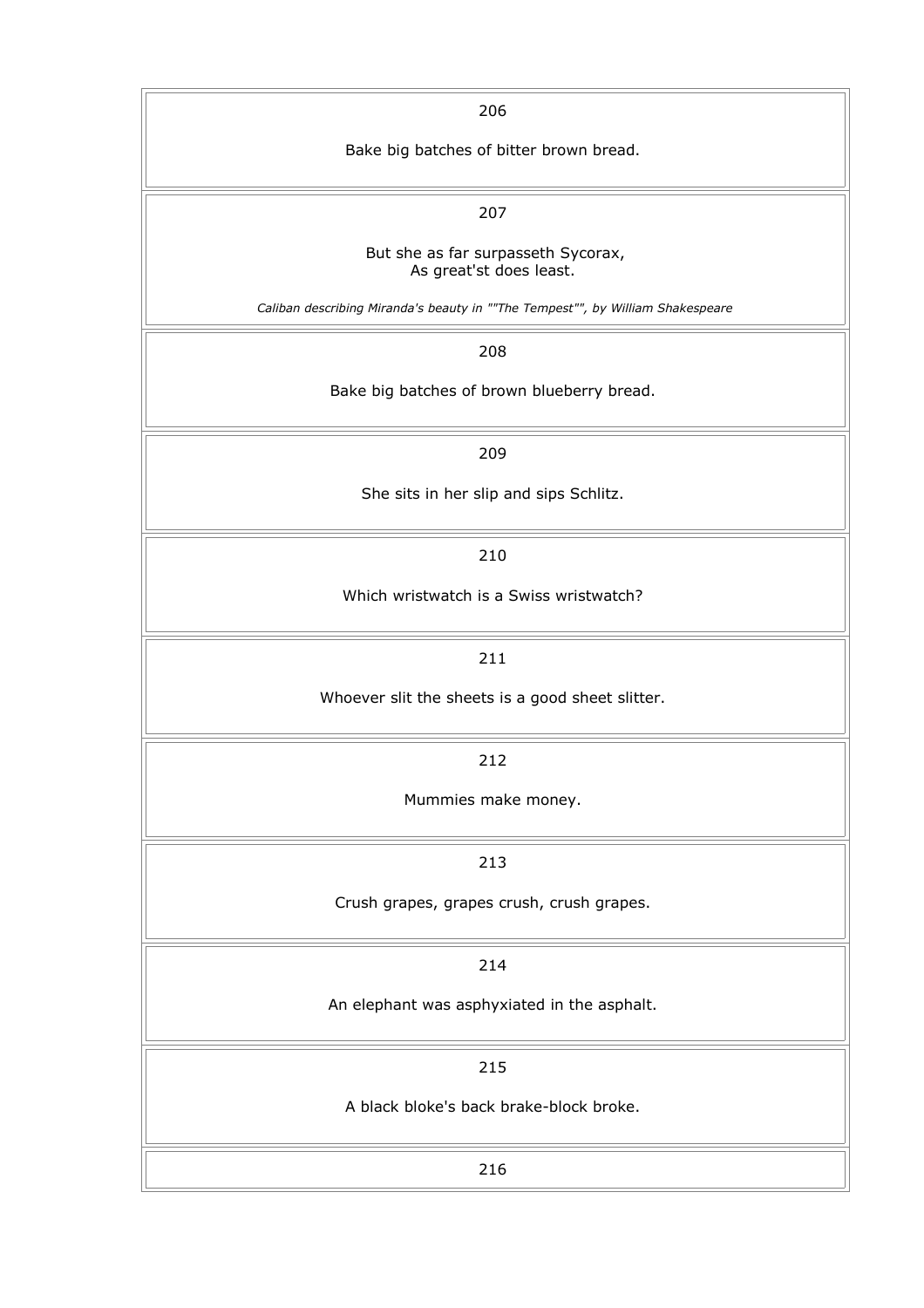206

Bake big batches of bitter brown bread.

207

But she as far surpasseth Sycorax,
As great'st does least.

*Caliban describing Miranda's beauty in ""The Tempest"", by William Shakespeare*

208

Bake big batches of brown blueberry bread.

209

She sits in her slip and sips Schlitz.

210

Which wristwatch is a Swiss wristwatch?

211

Whoever slit the sheets is a good sheet slitter.

212

Mummies make money.

213

Crush grapes, grapes crush, crush grapes.

214

An elephant was asphyxiated in the asphalt.

215

A black bloke's back brake-block broke.

216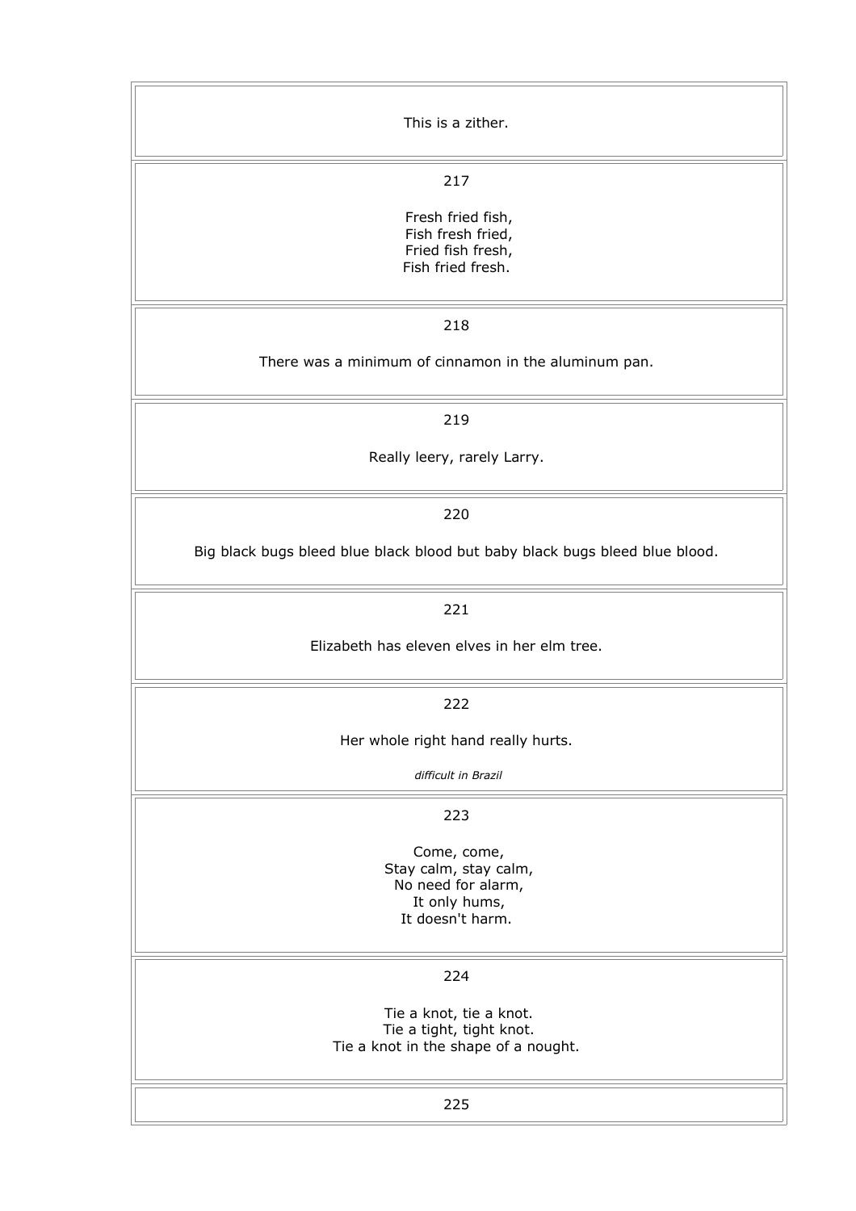This is a zither.

217

Fresh fried fish,
Fish fresh fried,
Fried fish fresh,
Fish fried fresh.

218

There was a minimum of cinnamon in the aluminum pan.

219

Really leery, rarely Larry.

220

Big black bugs bleed blue black blood but baby black bugs bleed blue blood.

221

Elizabeth has eleven elves in her elm tree.

222

Her whole right hand really hurts.

*difficult in Brazil*

223

Come, come,
Stay calm, stay calm,
No need for alarm,
It only hums,
It doesn't harm.

224

Tie a knot, tie a knot.
Tie a tight, tight knot.
Tie a knot in the shape of a nought.

225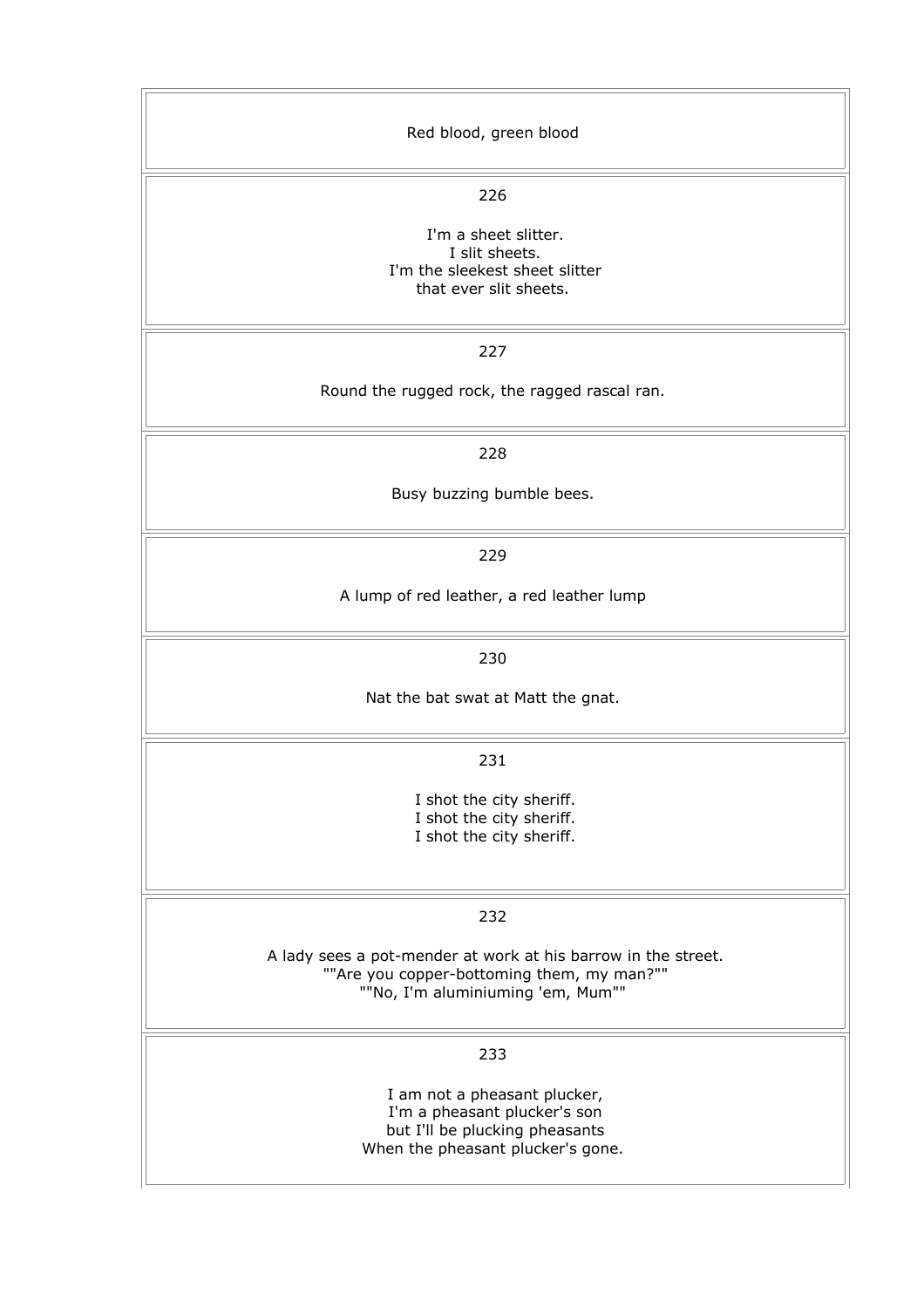Red blood, green blood

226

I'm a sheet slitter.
I slit sheets.
I'm the sleekest sheet slitter
that ever slit sheets.

227

Round the rugged rock, the ragged rascal ran.

228

Busy buzzing bumble bees.

229

A lump of red leather, a red leather lump

230

Nat the bat swat at Matt the gnat.

231

I shot the city sheriff.
I shot the city sheriff.
I shot the city sheriff.

232

A lady sees a pot-mender at work at his barrow in the street.
""Are you copper-bottoming them, my man?""
""No, I'm aluminiuming 'em, Mum""

233

I am not a pheasant plucker,
I'm a pheasant plucker's son
but I'll be plucking pheasants
When the pheasant plucker's gone.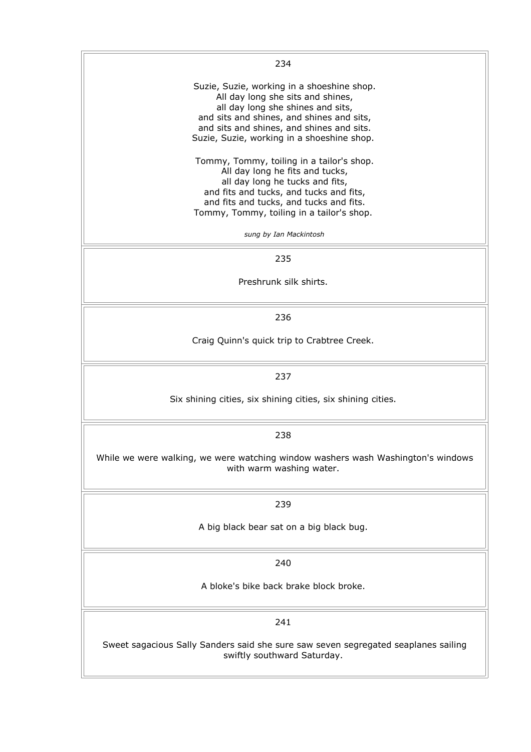234

Suzie, Suzie, working in a shoeshine shop.
All day long she sits and shines,
all day long she shines and sits,
and sits and shines, and shines and sits,
and sits and shines, and shines and sits.
Suzie, Suzie, working in a shoeshine shop.

Tommy, Tommy, toiling in a tailor's shop.
All day long he fits and tucks,
all day long he tucks and fits,
and fits and tucks, and tucks and fits,
and fits and tucks, and tucks and fits.
Tommy, Tommy, toiling in a tailor's shop.

*sung by Ian Mackintosh*

235

Preshrunk silk shirts.

236

Craig Quinn's quick trip to Crabtree Creek.

237

Six shining cities, six shining cities, six shining cities.

238

While we were walking, we were watching window washers wash Washington's windows with warm washing water.

239

A big black bear sat on a big black bug.

240

A bloke's bike back brake block broke.

241

Sweet sagacious Sally Sanders said she sure saw seven segregated seaplanes sailing swiftly southward Saturday.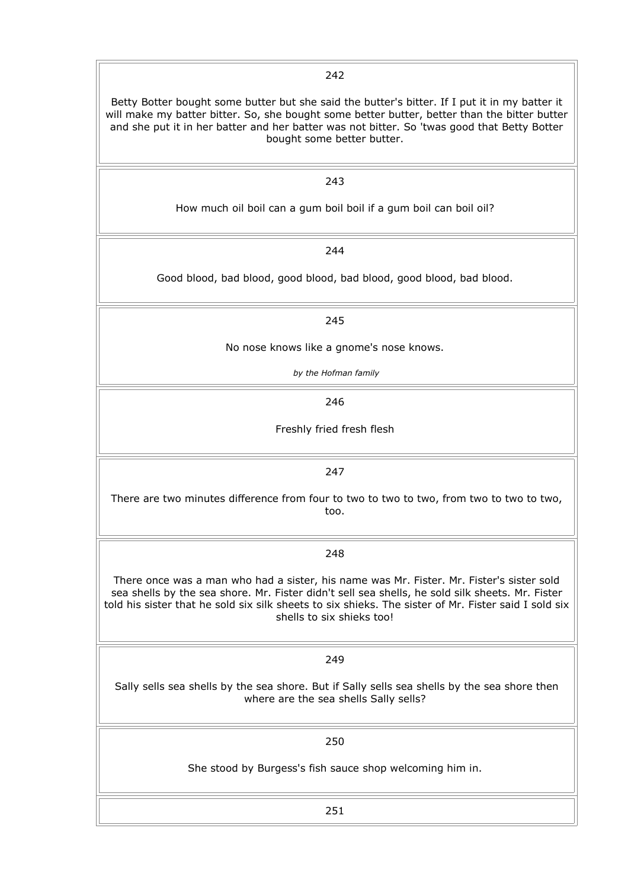242

Betty Botter bought some butter but she said the butter's bitter. If I put it in my batter it will make my batter bitter. So, she bought some better butter, better than the bitter butter and she put it in her batter and her batter was not bitter. So 'twas good that Betty Botter bought some better butter.

243

How much oil boil can a gum boil boil if a gum boil can boil oil?

244

Good blood, bad blood, good blood, bad blood, good blood, bad blood.

245

No nose knows like a gnome's nose knows.

*by the Hofman family*

246

Freshly fried fresh flesh

247

There are two minutes difference from four to two to two to two, from two to two to two, too.

248

There once was a man who had a sister, his name was Mr. Fister. Mr. Fister's sister sold sea shells by the sea shore. Mr. Fister didn't sell sea shells, he sold silk sheets. Mr. Fister told his sister that he sold six silk sheets to six shieks. The sister of Mr. Fister said I sold six shells to six shieks too!

249

Sally sells sea shells by the sea shore. But if Sally sells sea shells by the sea shore then where are the sea shells Sally sells?

250

She stood by Burgess's fish sauce shop welcoming him in.

251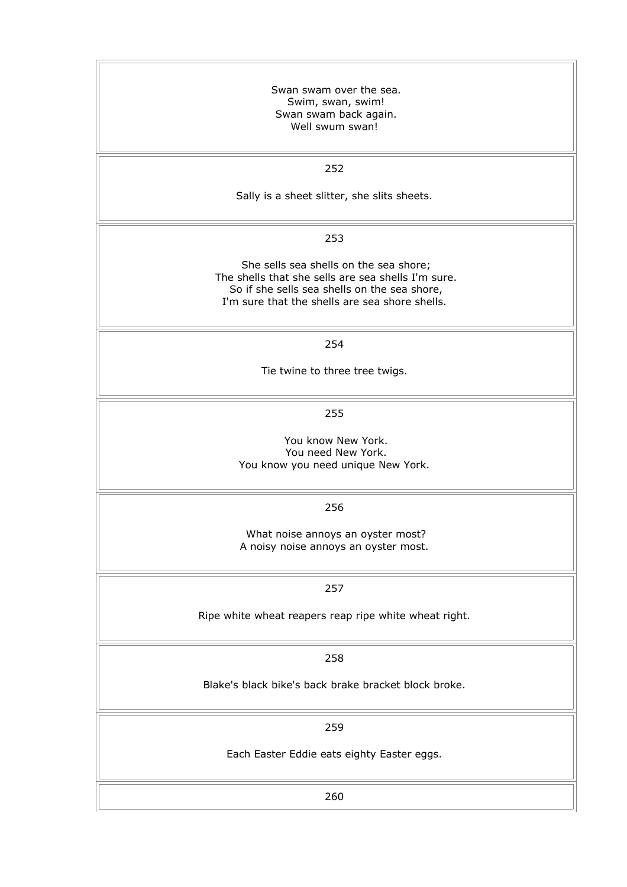Swan swam over the sea.
Swim, swan, swim!
Swan swam back again.
Well swum swan!

252

Sally is a sheet slitter, she slits sheets.

253

She sells sea shells on the sea shore;
The shells that she sells are sea shells I'm sure.
So if she sells sea shells on the sea shore,
I'm sure that the shells are sea shore shells.

254

Tie twine to three tree twigs.

255

You know New York.
You need New York.
You know you need unique New York.

256

What noise annoys an oyster most?
A noisy noise annoys an oyster most.

257

Ripe white wheat reapers reap ripe white wheat right.

258

Blake's black bike's back brake bracket block broke.

259

Each Easter Eddie eats eighty Easter eggs.

260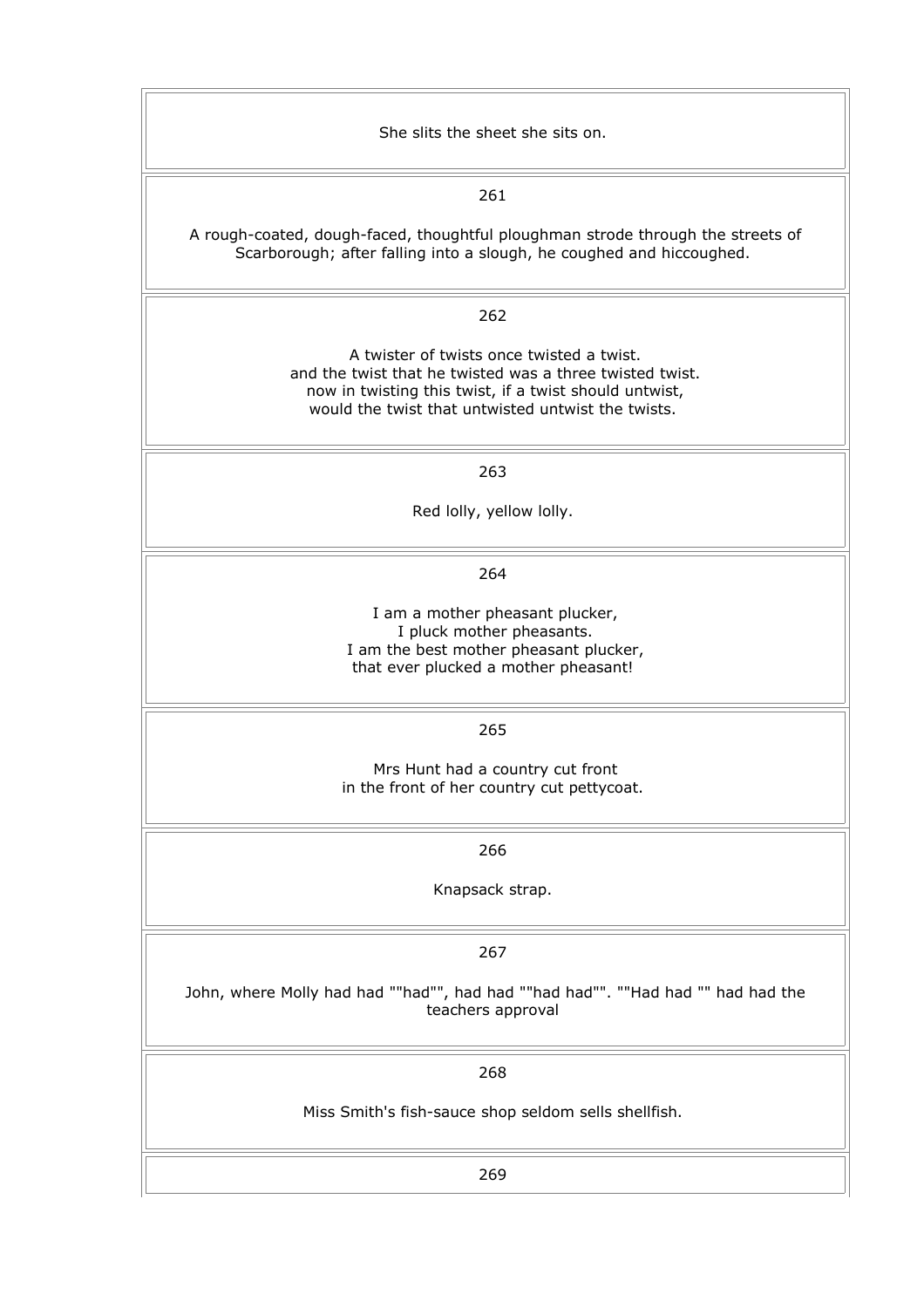She slits the sheet she sits on.

261

A rough-coated, dough-faced, thoughtful ploughman strode through the streets of Scarborough; after falling into a slough, he coughed and hiccoughed.

262

A twister of twists once twisted a twist.
and the twist that he twisted was a three twisted twist.
now in twisting this twist, if a twist should untwist,
would the twist that untwisted untwist the twists.

263

Red lolly, yellow lolly.

264

I am a mother pheasant plucker,
I pluck mother pheasants.
I am the best mother pheasant plucker,
that ever plucked a mother pheasant!

265

Mrs Hunt had a country cut front
in the front of her country cut pettycoat.

266

Knapsack strap.

267

John, where Molly had had ""had"", had had ""had had"". ""Had had "" had had the teachers approval

268

Miss Smith's fish-sauce shop seldom sells shellfish.

269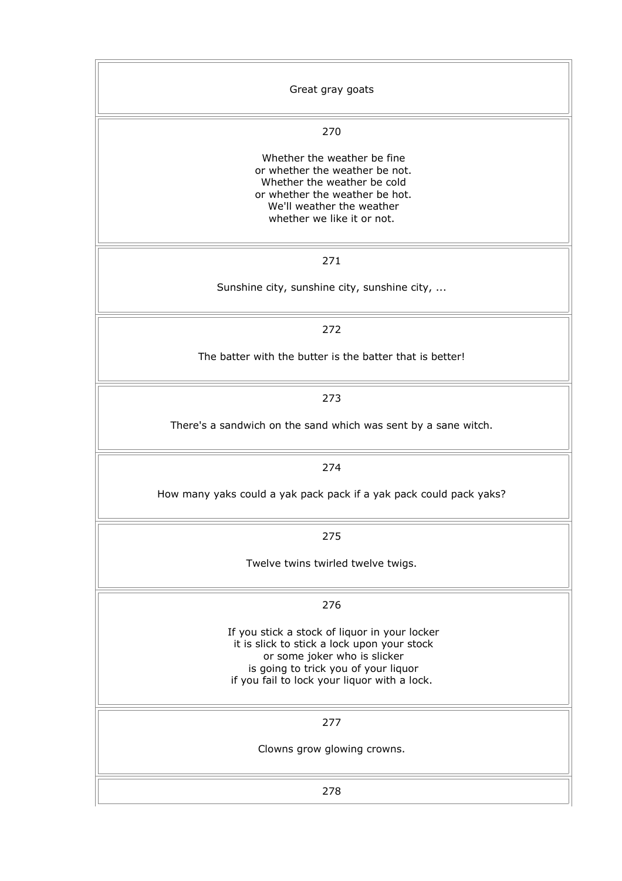Great gray goats

270

Whether the weather be fine
or whether the weather be not.
Whether the weather be cold
or whether the weather be hot.
We'll weather the weather
whether we like it or not.

271

Sunshine city, sunshine city, sunshine city, ...

272

The batter with the butter is the batter that is better!

273

There's a sandwich on the sand which was sent by a sane witch.

274

How many yaks could a yak pack pack if a yak pack could pack yaks?

275

Twelve twins twirled twelve twigs.

276

If you stick a stock of liquor in your locker
it is slick to stick a lock upon your stock
or some joker who is slicker
is going to trick you of your liquor
if you fail to lock your liquor with a lock.

277

Clowns grow glowing crowns.

278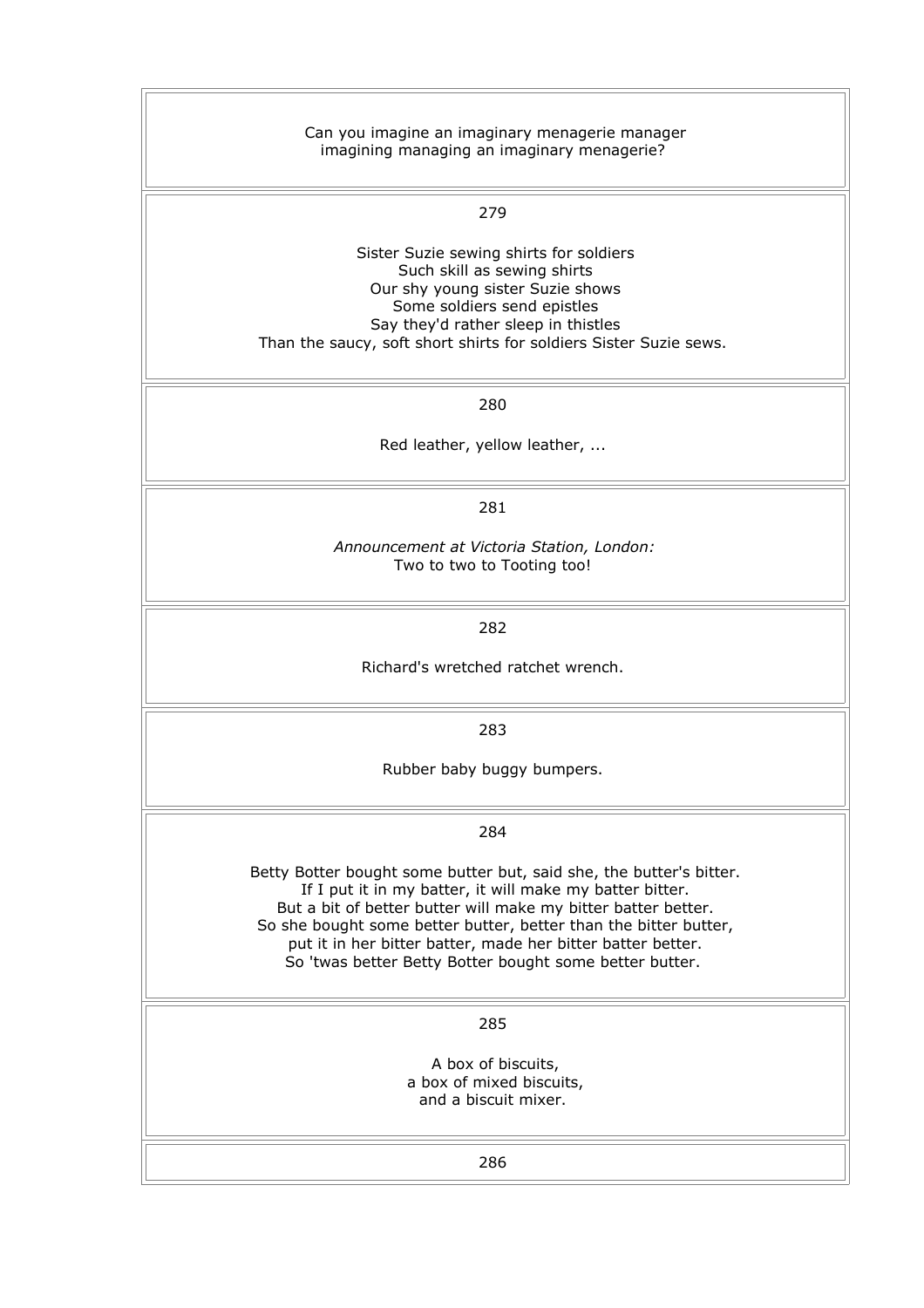Can you imagine an imaginary menagerie manager
imagining managing an imaginary menagerie?

279

Sister Suzie sewing shirts for soldiers
Such skill as sewing shirts
Our shy young sister Suzie shows
Some soldiers send epistles
Say they'd rather sleep in thistles
Than the saucy, soft short shirts for soldiers Sister Suzie sews.

280

Red leather, yellow leather, ...

281

*Announcement at Victoria Station, London:*
Two to two to Tooting too!

282

Richard's wretched ratchet wrench.

283

Rubber baby buggy bumpers.

284

Betty Botter bought some butter but, said she, the butter's bitter.
If I put it in my batter, it will make my batter bitter.
But a bit of better butter will make my bitter batter better.
So she bought some better butter, better than the bitter butter,
put it in her bitter batter, made her bitter batter better.
So 'twas better Betty Botter bought some better butter.

285

A box of biscuits,
a box of mixed biscuits,
and a biscuit mixer.

286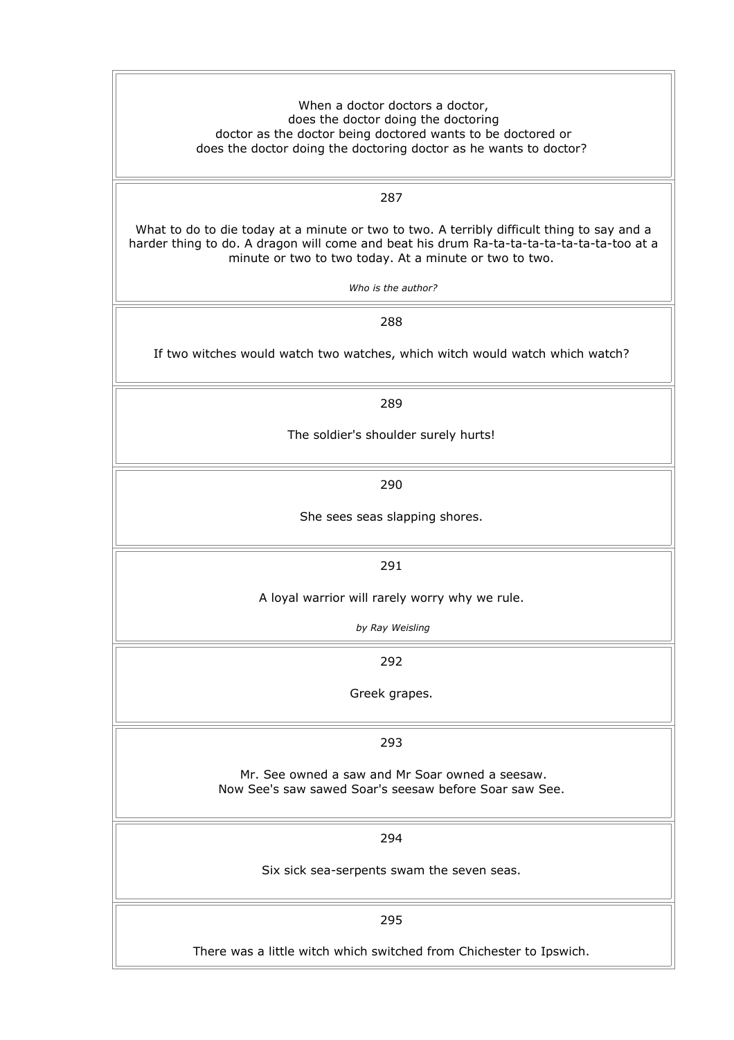When a doctor doctors a doctor,
does the doctor doing the doctoring
doctor as the doctor being doctored wants to be doctored or
does the doctor doing the doctoring doctor as he wants to doctor?

287

What to do to die today at a minute or two to two. A terribly difficult thing to say and a harder thing to do. A dragon will come and beat his drum Ra-ta-ta-ta-ta-ta-ta-ta-too at a minute or two to two today. At a minute or two to two.

*Who is the author?*

288

If two witches would watch two watches, which witch would watch which watch?

289

The soldier's shoulder surely hurts!

290

She sees seas slapping shores.

291

A loyal warrior will rarely worry why we rule.

*by Ray Weisling*

292

Greek grapes.

293

Mr. See owned a saw and Mr Soar owned a seesaw.
Now See's saw sawed Soar's seesaw before Soar saw See.

294

Six sick sea-serpents swam the seven seas.

295

There was a little witch which switched from Chichester to Ipswich.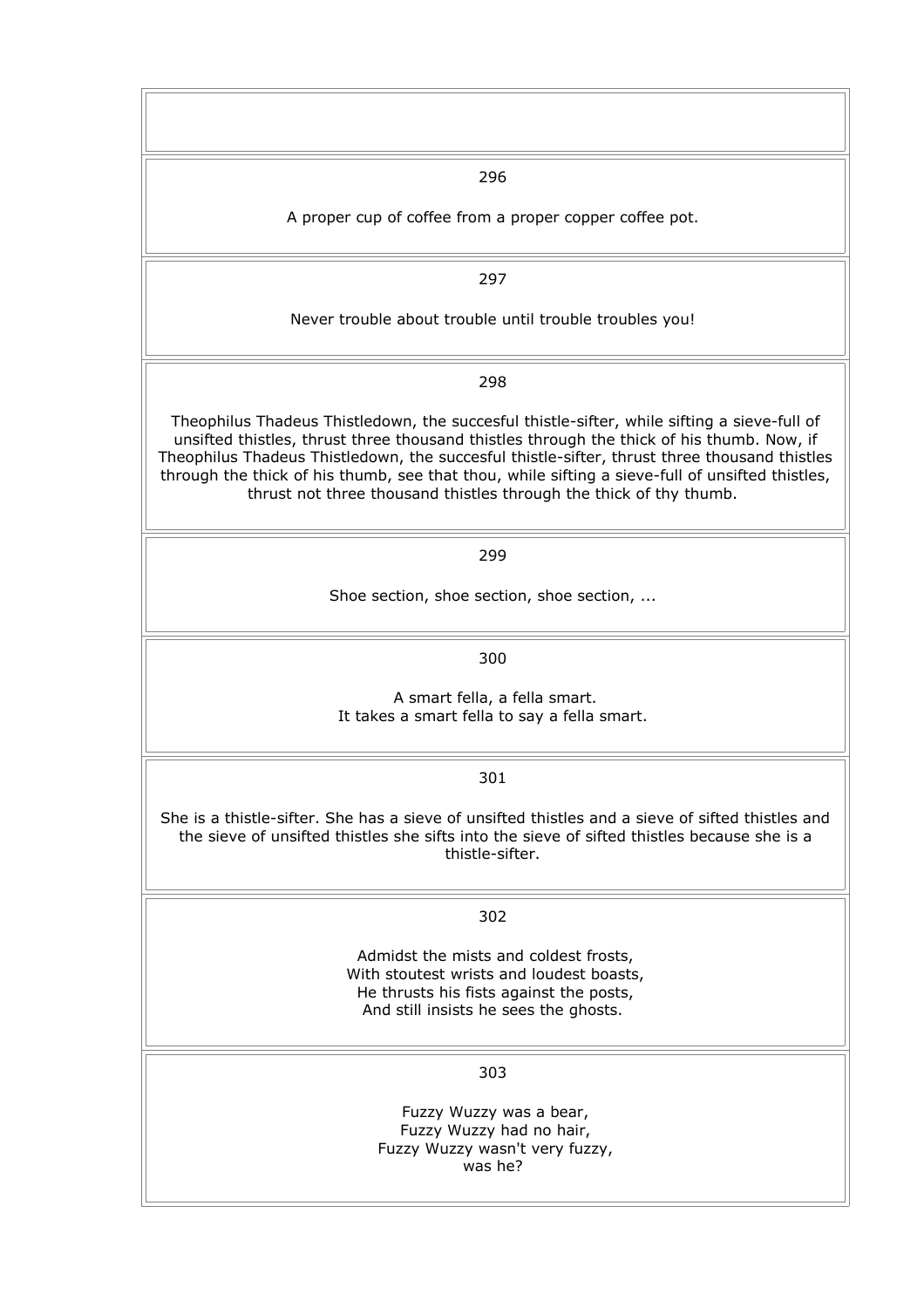296

A proper cup of coffee from a proper copper coffee pot.

297

Never trouble about trouble until trouble troubles you!

298

Theophilus Thadeus Thistledown, the succesful thistle-sifter, while sifting a sieve-full of unsifted thistles, thrust three thousand thistles through the thick of his thumb. Now, if Theophilus Thadeus Thistledown, the succesful thistle-sifter, thrust three thousand thistles through the thick of his thumb, see that thou, while sifting a sieve-full of unsifted thistles, thrust not three thousand thistles through the thick of thy thumb.

299

Shoe section, shoe section, shoe section, ...

300

A smart fella, a fella smart.
It takes a smart fella to say a fella smart.

301

She is a thistle-sifter. She has a sieve of unsifted thistles and a sieve of sifted thistles and the sieve of unsifted thistles she sifts into the sieve of sifted thistles because she is a thistle-sifter.

302

Admidst the mists and coldest frosts,
With stoutest wrists and loudest boasts,
He thrusts his fists against the posts,
And still insists he sees the ghosts.

303

Fuzzy Wuzzy was a bear,
Fuzzy Wuzzy had no hair,
Fuzzy Wuzzy wasn't very fuzzy,
was he?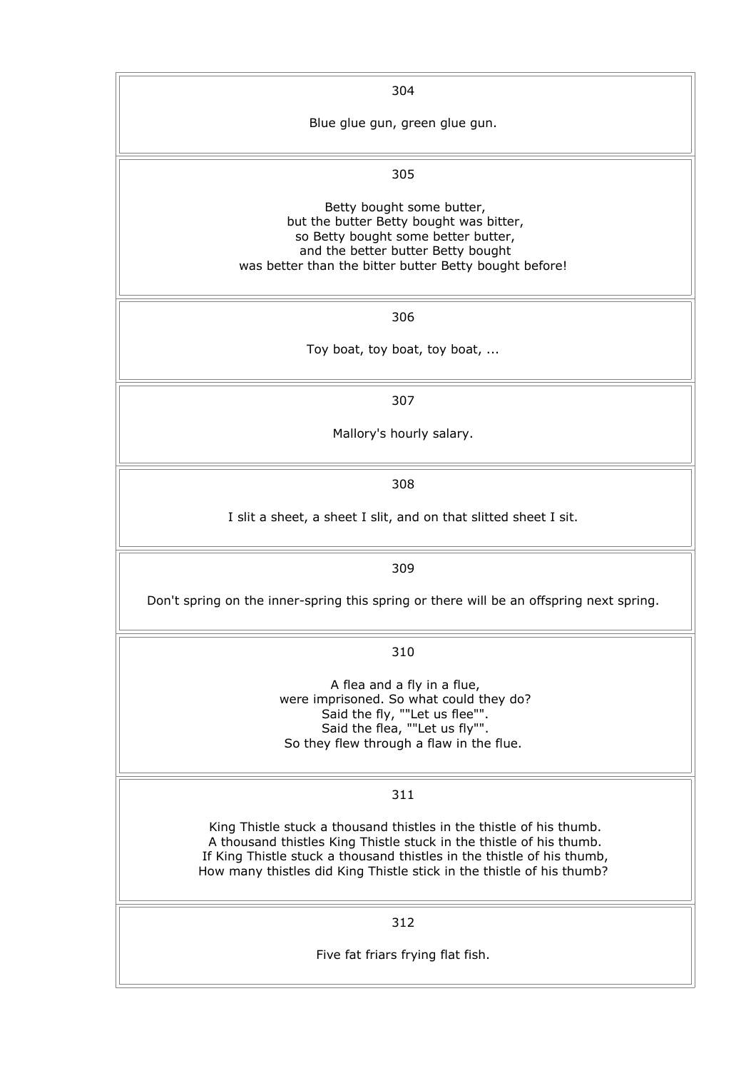304

Blue glue gun, green glue gun.

305

Betty bought some butter,
but the butter Betty bought was bitter,
so Betty bought some better butter,
and the better butter Betty bought
was better than the bitter butter Betty bought before!

306

Toy boat, toy boat, toy boat, ...

307

Mallory's hourly salary.

308

I slit a sheet, a sheet I slit, and on that slitted sheet I sit.

309

Don't spring on the inner-spring this spring or there will be an offspring next spring.

310

A flea and a fly in a flue,
were imprisoned. So what could they do?
Said the fly, ""Let us flee"".
Said the flea, ""Let us fly"".
So they flew through a flaw in the flue.

311

King Thistle stuck a thousand thistles in the thistle of his thumb.
A thousand thistles King Thistle stuck in the thistle of his thumb.
If King Thistle stuck a thousand thistles in the thistle of his thumb,
How many thistles did King Thistle stick in the thistle of his thumb?

312

Five fat friars frying flat fish.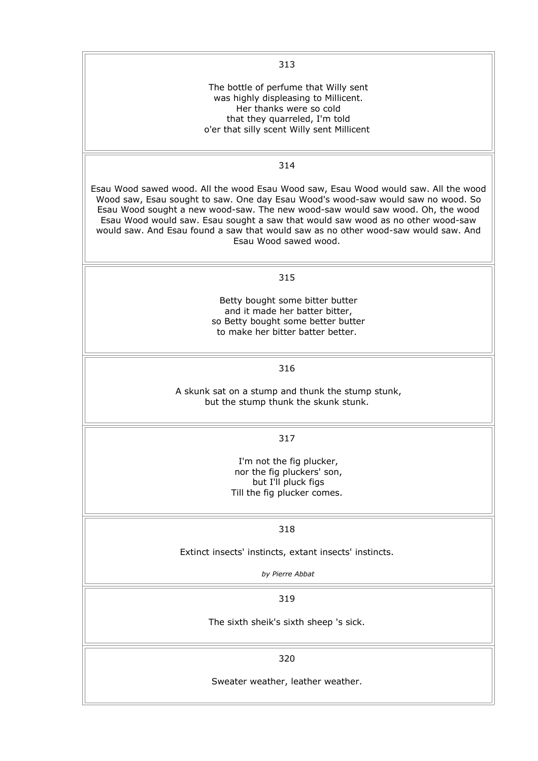313

The bottle of perfume that Willy sent
was highly displeasing to Millicent.
Her thanks were so cold
that they quarreled, I'm told
o'er that silly scent Willy sent Millicent

---

314

Esau Wood sawed wood. All the wood Esau Wood saw, Esau Wood would saw. All the wood Wood saw, Esau sought to saw. One day Esau Wood's wood-saw would saw no wood. So Esau Wood sought a new wood-saw. The new wood-saw would saw wood. Oh, the wood Esau Wood would saw. Esau sought a saw that would saw wood as no other wood-saw would saw. And Esau found a saw that would saw as no other wood-saw would saw. And Esau Wood sawed wood.

---

315

Betty bought some bitter butter
and it made her batter bitter,
so Betty bought some better butter
to make her bitter batter better.

---

316

A skunk sat on a stump and thunk the stump stunk,
but the stump thunk the skunk stunk.

---

317

I'm not the fig plucker,
nor the fig pluckers' son,
but I'll pluck figs
Till the fig plucker comes.

---

318

Extinct insects' instincts, extant insects' instincts.

*by Pierre Abbat*

---

319

The sixth sheik's sixth sheep 's sick.

---

320

Sweater weather, leather weather.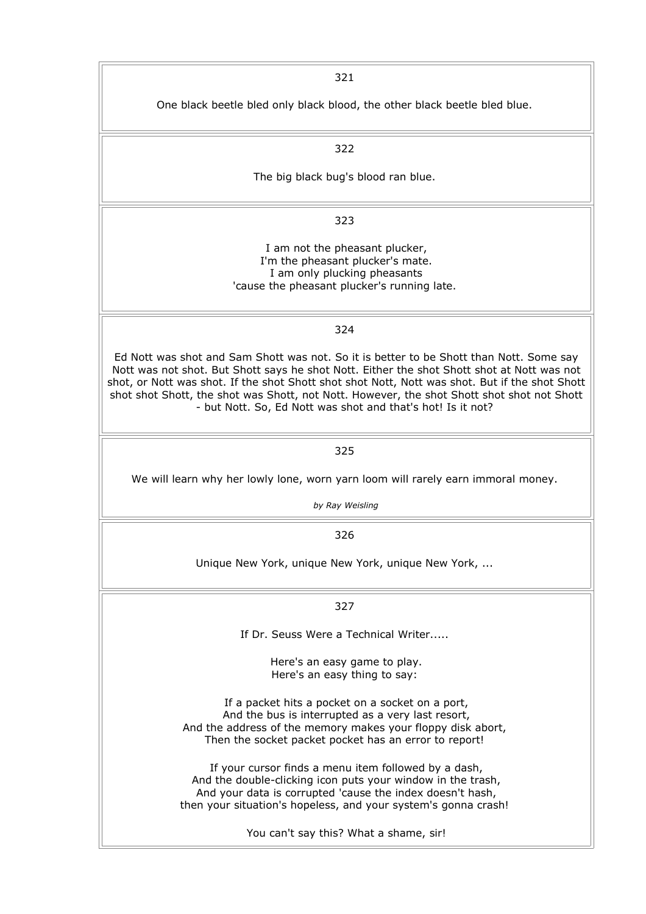321

One black beetle bled only black blood, the other black beetle bled blue.

322

The big black bug's blood ran blue.

323

I am not the pheasant plucker,
I'm the pheasant plucker's mate.
I am only plucking pheasants
'cause the pheasant plucker's running late.

324

Ed Nott was shot and Sam Shott was not. So it is better to be Shott than Nott. Some say Nott was not shot. But Shott says he shot Nott. Either the shot Shott shot at Nott was not shot, or Nott was shot. If the shot Shott shot shot Nott, Nott was shot. But if the shot Shott shot shot Shott, the shot was Shott, not Nott. However, the shot Shott shot shot not Shott - but Nott. So, Ed Nott was shot and that's hot! Is it not?

325

We will learn why her lowly lone, worn yarn loom will rarely earn immoral money.

*by Ray Weisling*

326

Unique New York, unique New York, unique New York, ...

327

If Dr. Seuss Were a Technical Writer.....

Here's an easy game to play.
Here's an easy thing to say:

If a packet hits a pocket on a socket on a port,
And the bus is interrupted as a very last resort,
And the address of the memory makes your floppy disk abort,
Then the socket packet pocket has an error to report!

If your cursor finds a menu item followed by a dash,
And the double-clicking icon puts your window in the trash,
And your data is corrupted 'cause the index doesn't hash,
then your situation's hopeless, and your system's gonna crash!

You can't say this? What a shame, sir!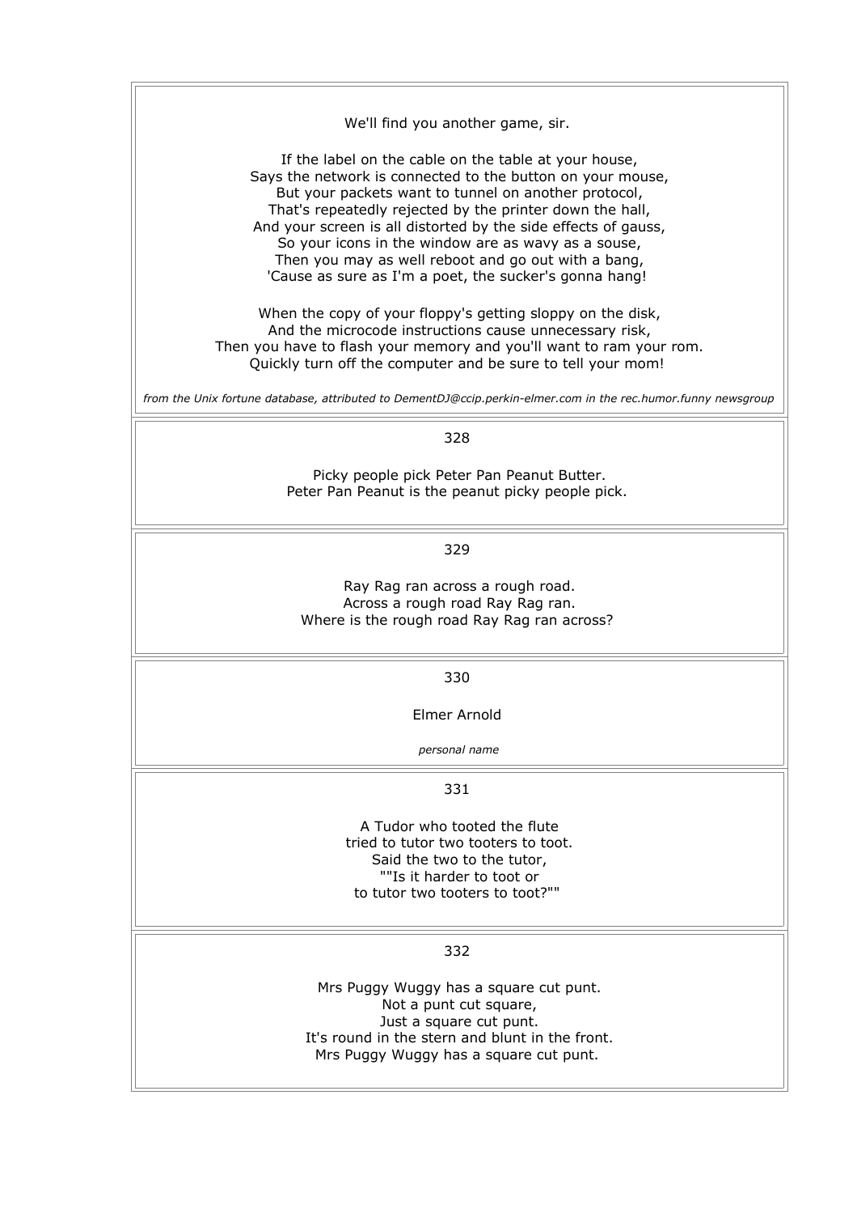We'll find you another game, sir.

If the label on the cable on the table at your house,
Says the network is connected to the button on your mouse,
But your packets want to tunnel on another protocol,
That's repeatedly rejected by the printer down the hall,
And your screen is all distorted by the side effects of gauss,
So your icons in the window are as wavy as a souse,
Then you may as well reboot and go out with a bang,
'Cause as sure as I'm a poet, the sucker's gonna hang!

When the copy of your floppy's getting sloppy on the disk,
And the microcode instructions cause unnecessary risk,
Then you have to flash your memory and you'll want to ram your rom.
Quickly turn off the computer and be sure to tell your mom!

*from the Unix fortune database, attributed to DementDJ@ccip.perkin-elmer.com in the rec.humor.funny newsgroup*

---

328

Picky people pick Peter Pan Peanut Butter.
Peter Pan Peanut is the peanut picky people pick.

---

329

Ray Rag ran across a rough road.
Across a rough road Ray Rag ran.
Where is the rough road Ray Rag ran across?

---

330

Elmer Arnold

*personal name*

---

331

A Tudor who tooted the flute
tried to tutor two tooters to toot.
Said the two to the tutor,
""Is it harder to toot or
to tutor two tooters to toot?""

---

332

Mrs Puggy Wuggy has a square cut punt.
Not a punt cut square,
Just a square cut punt.
It's round in the stern and blunt in the front.
Mrs Puggy Wuggy has a square cut punt.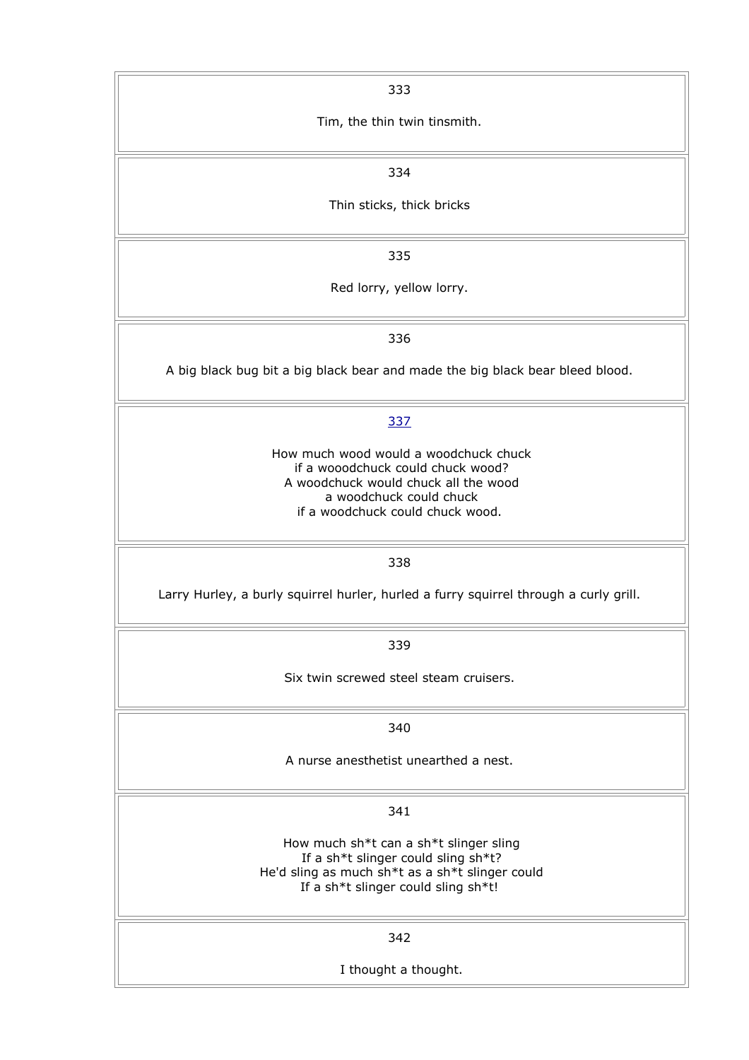333

Tim, the thin twin tinsmith.

334

Thin sticks, thick bricks

335

Red lorry, yellow lorry.

336

A big black bug bit a big black bear and made the big black bear bleed blood.

337

How much wood would a woodchuck chuck
if a wooodchuck could chuck wood?
A woodchuck would chuck all the wood
a woodchuck could chuck
if a woodchuck could chuck wood.

338

Larry Hurley, a burly squirrel hurler, hurled a furry squirrel through a curly grill.

339

Six twin screwed steel steam cruisers.

340

A nurse anesthetist unearthed a nest.

341

How much sh*t can a sh*t slinger sling
If a sh*t slinger could sling sh*t?
He'd sling as much sh*t as a sh*t slinger could
If a sh*t slinger could sling sh*t!

342

I thought a thought.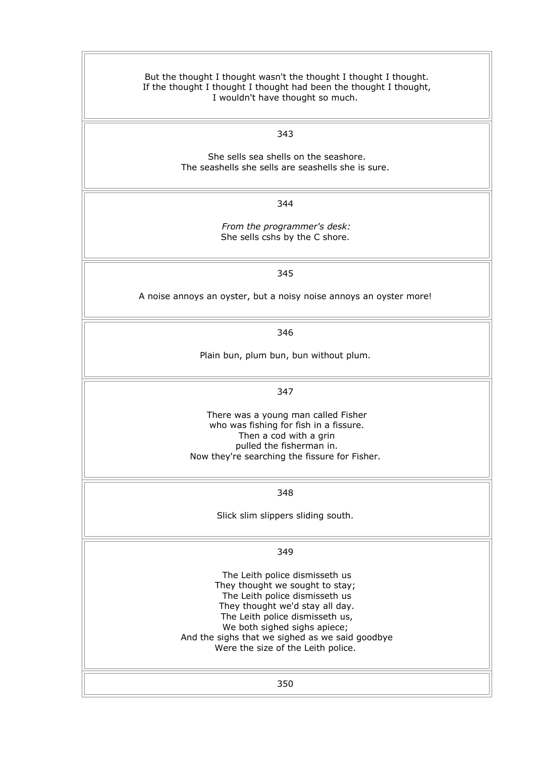But the thought I thought wasn't the thought I thought I thought.
If the thought I thought I thought had been the thought I thought,
I wouldn't have thought so much.

343

She sells sea shells on the seashore.
The seashells she sells are seashells she is sure.

344

*From the programmer's desk:*
She sells cshs by the C shore.

345

A noise annoys an oyster, but a noisy noise annoys an oyster more!

346

Plain bun, plum bun, bun without plum.

347

There was a young man called Fisher
who was fishing for fish in a fissure.
Then a cod with a grin
pulled the fisherman in.
Now they're searching the fissure for Fisher.

348

Slick slim slippers sliding south.

349

The Leith police dismisseth us
They thought we sought to stay;
The Leith police dismisseth us
They thought we'd stay all day.
The Leith police dismisseth us,
We both sighed sighs apiece;
And the sighs that we sighed as we said goodbye
Were the size of the Leith police.

350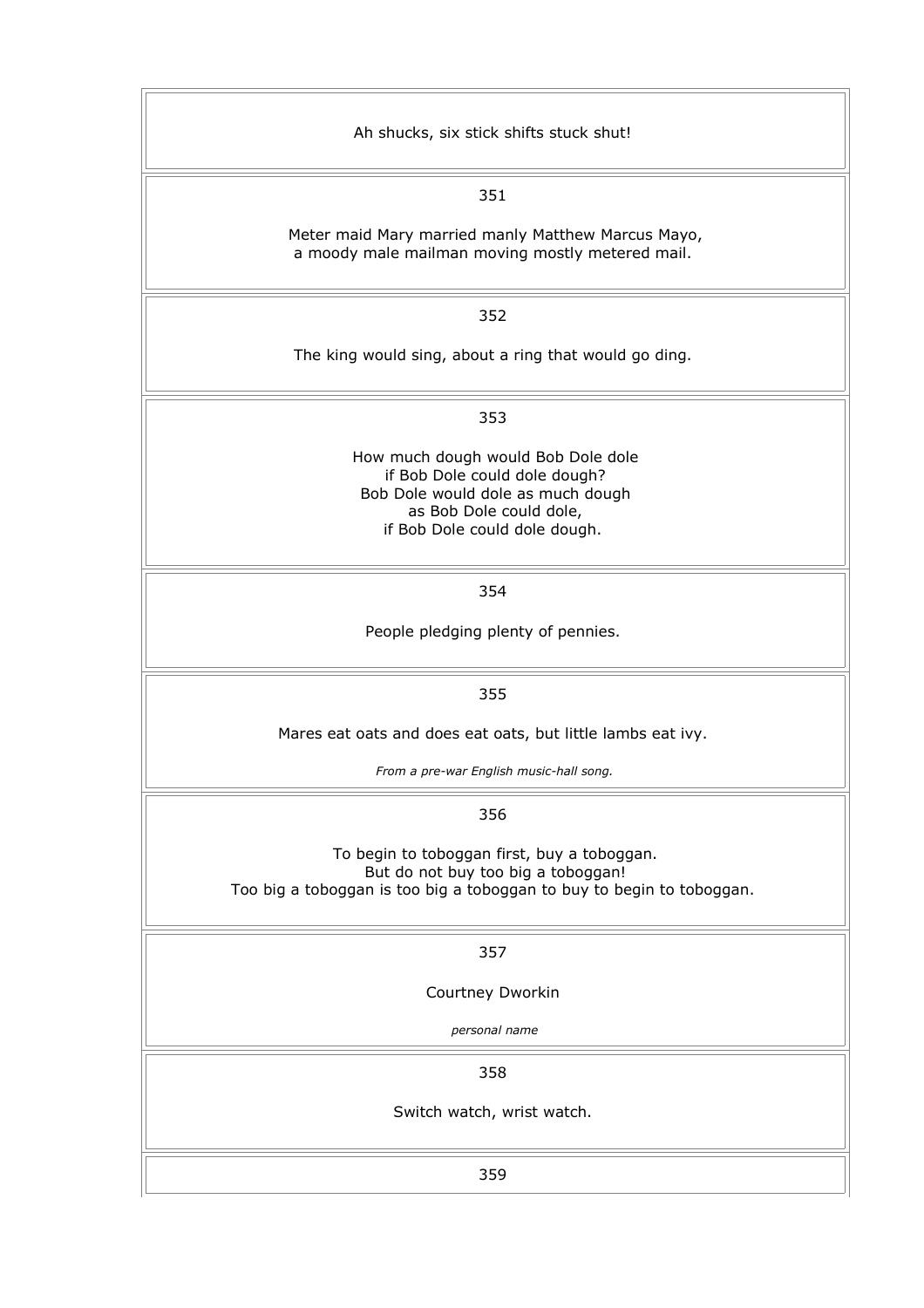Ah shucks, six stick shifts stuck shut!

351

Meter maid Mary married manly Matthew Marcus Mayo,
a moody male mailman moving mostly metered mail.

352

The king would sing, about a ring that would go ding.

353

How much dough would Bob Dole dole
if Bob Dole could dole dough?
Bob Dole would dole as much dough
as Bob Dole could dole,
if Bob Dole could dole dough.

354

People pledging plenty of pennies.

355

Mares eat oats and does eat oats, but little lambs eat ivy.

*From a pre-war English music-hall song.*

356

To begin to toboggan first, buy a toboggan.
But do not buy too big a toboggan!
Too big a toboggan is too big a toboggan to buy to begin to toboggan.

357

Courtney Dworkin

*personal name*

358

Switch watch, wrist watch.

359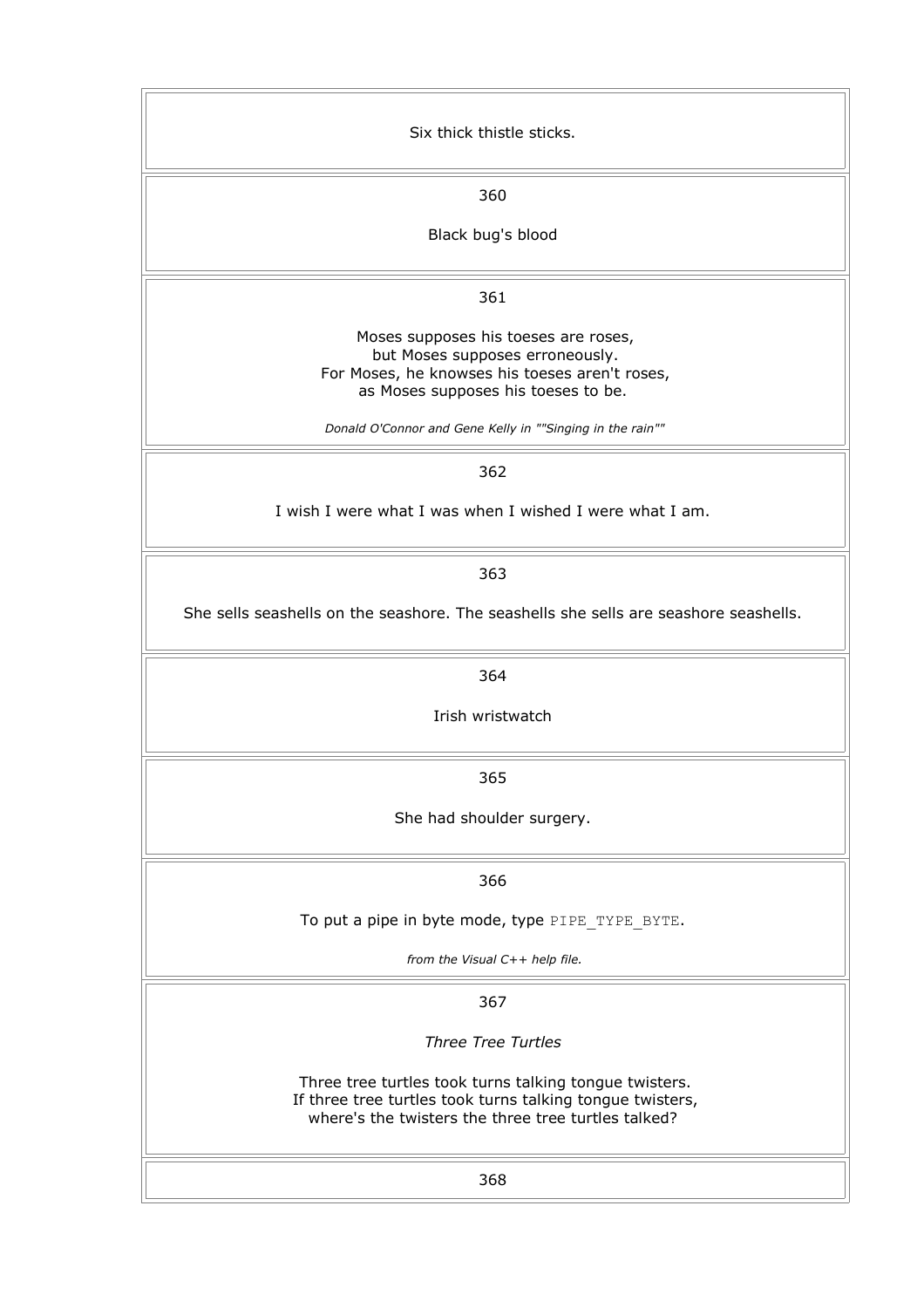Six thick thistle sticks.

360

Black bug's blood

361

Moses supposes his toeses are roses,
but Moses supposes erroneously.
For Moses, he knowses his toeses aren't roses,
as Moses supposes his toeses to be.

*Donald O'Connor and Gene Kelly in ""Singing in the rain""*

362

I wish I were what I was when I wished I were what I am.

363

She sells seashells on the seashore. The seashells she sells are seashore seashells.

364

Irish wristwatch

365

She had shoulder surgery.

366

To put a pipe in byte mode, type `PIPE_TYPE_BYTE`.

*from the Visual C++ help file.*

367

*Three Tree Turtles*

Three tree turtles took turns talking tongue twisters.
If three tree turtles took turns talking tongue twisters,
where's the twisters the three tree turtles talked?

368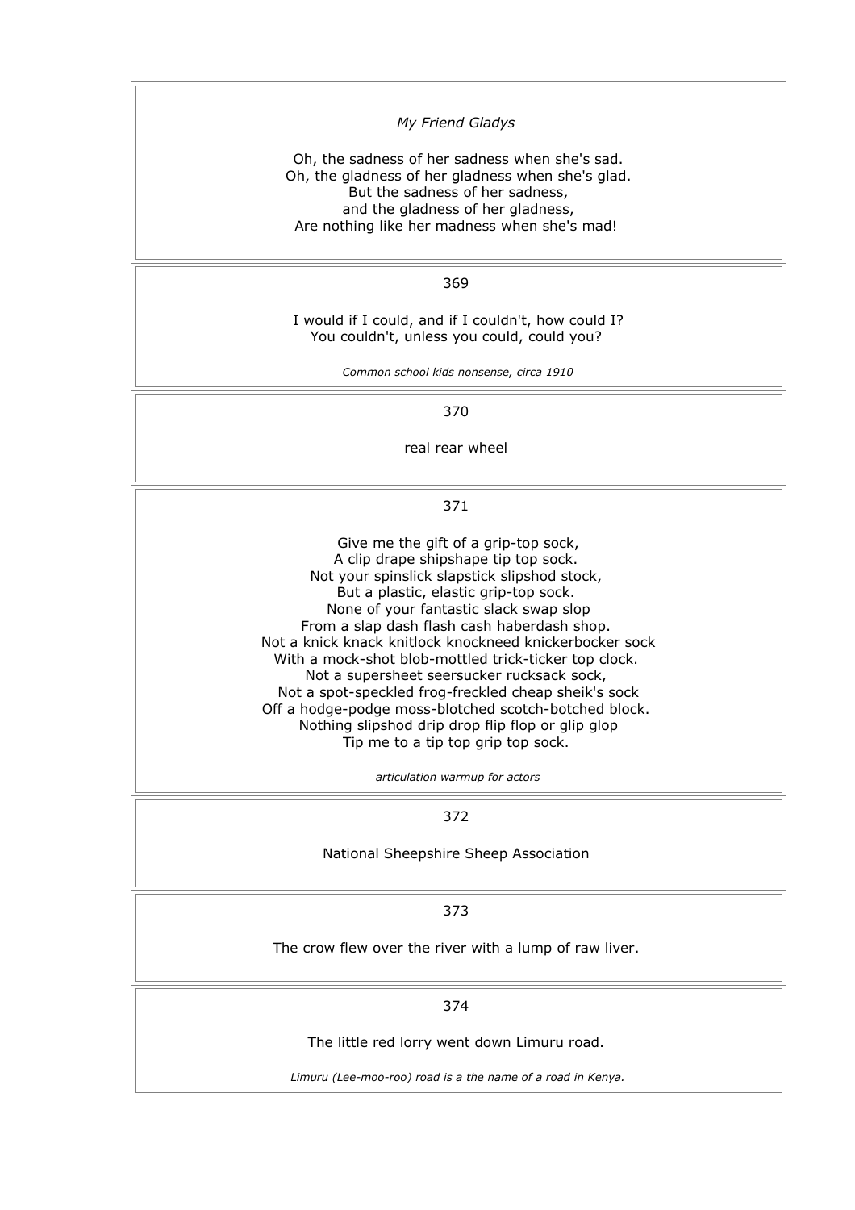*My Friend Gladys*

Oh, the sadness of her sadness when she's sad.
Oh, the gladness of her gladness when she's glad.
But the sadness of her sadness,
and the gladness of her gladness,
Are nothing like her madness when she's mad!

369

I would if I could, and if I couldn't, how could I?
You couldn't, unless you could, could you?

*Common school kids nonsense, circa 1910*

370

real rear wheel

371

Give me the gift of a grip-top sock,
A clip drape shipshape tip top sock.
Not your spinslick slapstick slipshod stock,
But a plastic, elastic grip-top sock.
None of your fantastic slack swap slop
From a slap dash flash cash haberdash shop.
Not a knick knack knitlock knockneed knickerbocker sock
With a mock-shot blob-mottled trick-ticker top clock.
Not a supersheet seersucker rucksack sock,
Not a spot-speckled frog-freckled cheap sheik's sock
Off a hodge-podge moss-blotched scotch-botched block.
Nothing slipshod drip drop flip flop or glip glop
Tip me to a tip top grip top sock.

*articulation warmup for actors*

372

National Sheepshire Sheep Association

373

The crow flew over the river with a lump of raw liver.

374

The little red lorry went down Limuru road.

*Limuru (Lee-moo-roo) road is a the name of a road in Kenya.*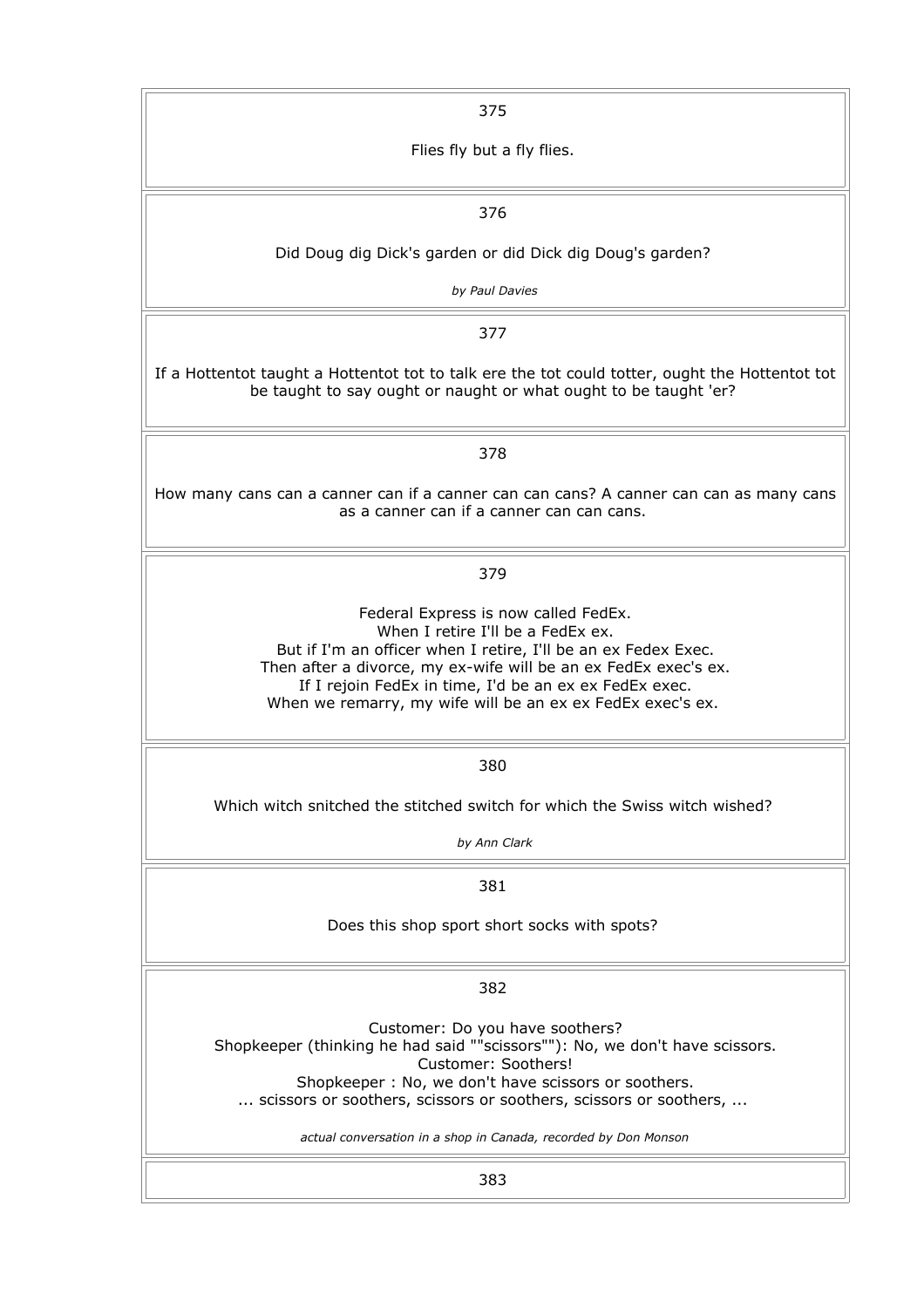375

Flies fly but a fly flies.

376

Did Doug dig Dick's garden or did Dick dig Doug's garden?

*by Paul Davies*

377

If a Hottentot taught a Hottentot tot to talk ere the tot could totter, ought the Hottentot tot be taught to say ought or naught or what ought to be taught 'er?

378

How many cans can a canner can if a canner can can cans? A canner can can as many cans as a canner can if a canner can can cans.

379

Federal Express is now called FedEx.  
When I retire I'll be a FedEx ex.  
But if I'm an officer when I retire, I'll be an ex Fedex Exec.  
Then after a divorce, my ex-wife will be an ex FedEx exec's ex.  
If I rejoin FedEx in time, I'd be an ex ex FedEx exec.  
When we remarry, my wife will be an ex ex FedEx exec's ex.

380

Which witch snitched the stitched switch for which the Swiss witch wished?

*by Ann Clark*

381

Does this shop sport short socks with spots?

382

Customer: Do you have soothers?  
Shopkeeper (thinking he had said ""scissors""): No, we don't have scissors.  
Customer: Soothers!  
Shopkeeper : No, we don't have scissors or soothers.  
... scissors or soothers, scissors or soothers, scissors or soothers, ...

*actual conversation in a shop in Canada, recorded by Don Monson*

383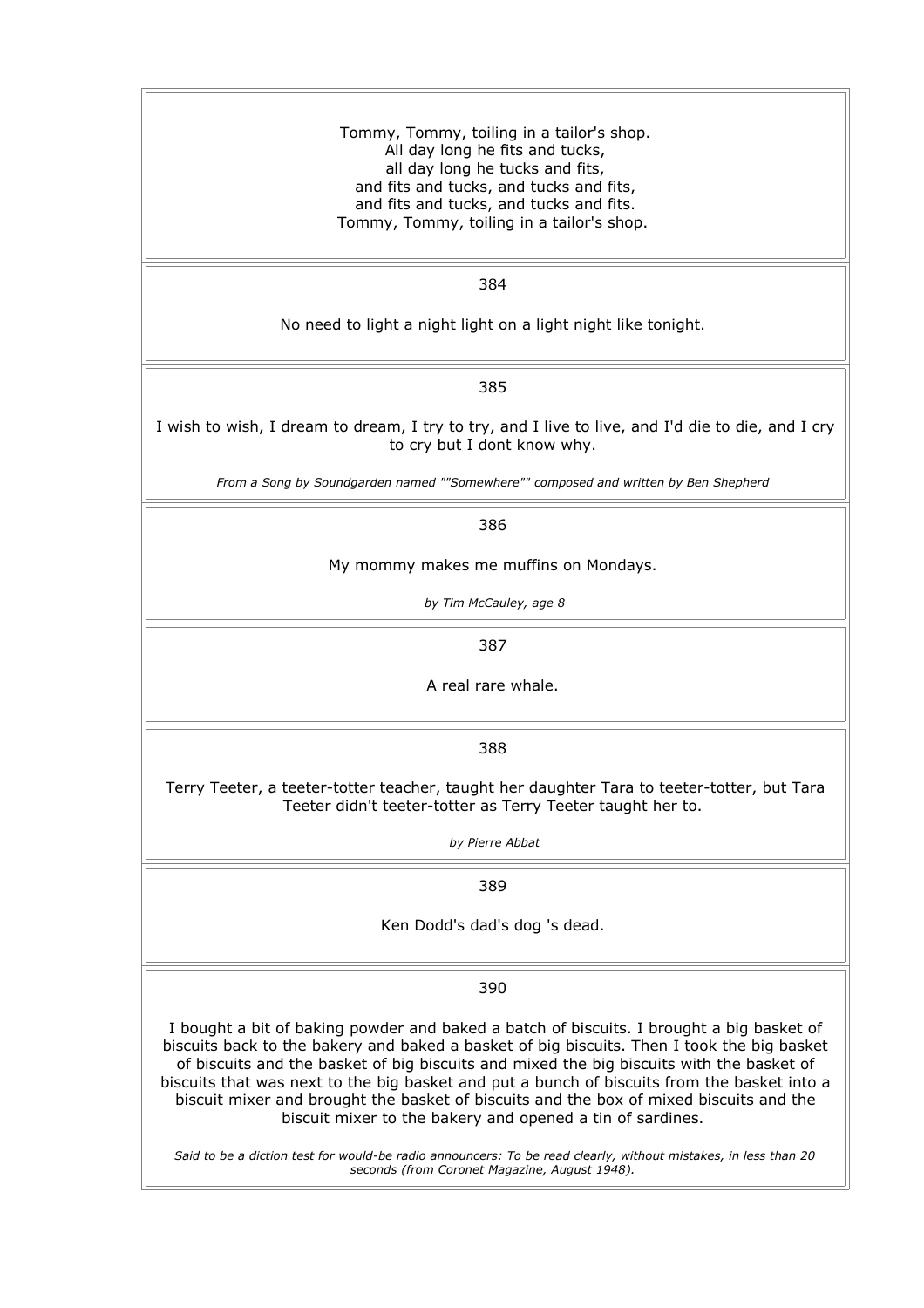Tommy, Tommy, toiling in a tailor's shop.
All day long he fits and tucks,
all day long he tucks and fits,
and fits and tucks, and tucks and fits,
and fits and tucks, and tucks and fits.
Tommy, Tommy, toiling in a tailor's shop.

384

No need to light a night light on a light night like tonight.

385

I wish to wish, I dream to dream, I try to try, and I live to live, and I'd die to die, and I cry to cry but I dont know why.

*From a Song by Soundgarden named ""Somewhere"" composed and written by Ben Shepherd*

386

My mommy makes me muffins on Mondays.

*by Tim McCauley, age 8*

387

A real rare whale.

388

Terry Teeter, a teeter-totter teacher, taught her daughter Tara to teeter-totter, but Tara Teeter didn't teeter-totter as Terry Teeter taught her to.

*by Pierre Abbat*

389

Ken Dodd's dad's dog 's dead.

390

I bought a bit of baking powder and baked a batch of biscuits. I brought a big basket of biscuits back to the bakery and baked a basket of big biscuits. Then I took the big basket of biscuits and the basket of big biscuits and mixed the big biscuits with the basket of biscuits that was next to the big basket and put a bunch of biscuits from the basket into a biscuit mixer and brought the basket of biscuits and the box of mixed biscuits and the biscuit mixer to the bakery and opened a tin of sardines.

*Said to be a diction test for would-be radio announcers: To be read clearly, without mistakes, in less than 20 seconds (from Coronet Magazine, August 1948).*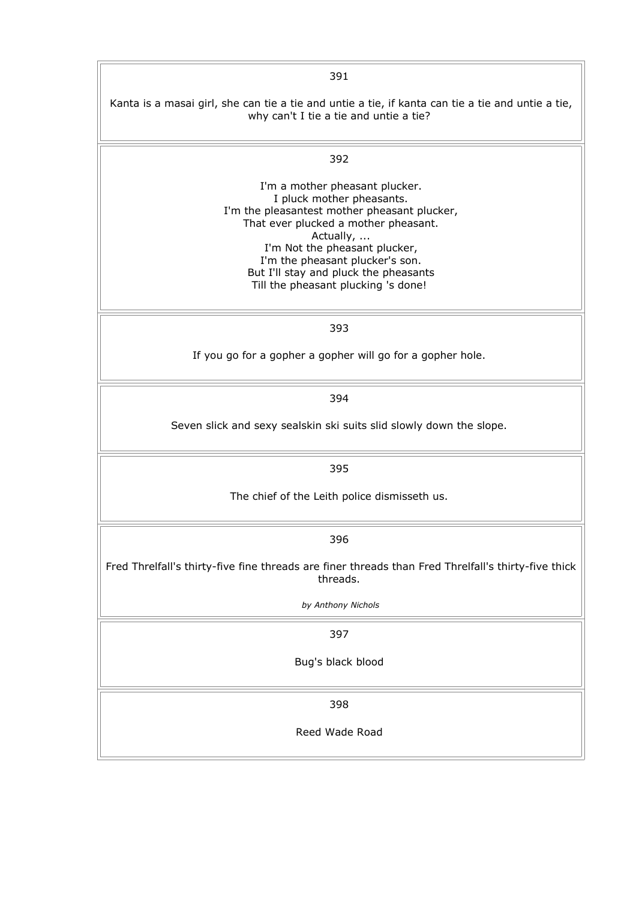391

Kanta is a masai girl, she can tie a tie and untie a tie, if kanta can tie a tie and untie a tie, why can't I tie a tie and untie a tie?

392

I'm a mother pheasant plucker.
I pluck mother pheasants.
I'm the pleasantest mother pheasant plucker,
That ever plucked a mother pheasant.
Actually, ...
I'm Not the pheasant plucker,
I'm the pheasant plucker's son.
But I'll stay and pluck the pheasants
Till the pheasant plucking 's done!

393

If you go for a gopher a gopher will go for a gopher hole.

394

Seven slick and sexy sealskin ski suits slid slowly down the slope.

395

The chief of the Leith police dismisseth us.

396

Fred Threlfall's thirty-five fine threads are finer threads than Fred Threlfall's thirty-five thick threads.

*by Anthony Nichols*

397

Bug's black blood

398

Reed Wade Road